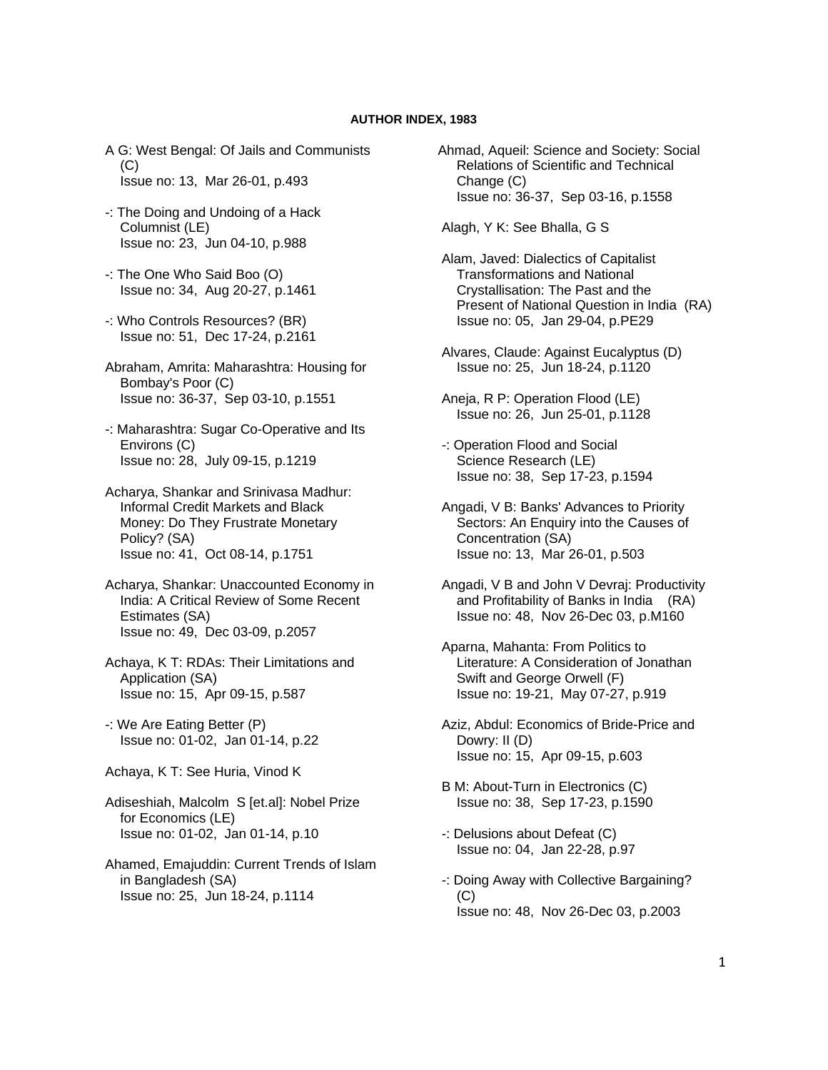**AUTHOR INDEX, 1983**

A G: West Bengal: Of Jails and Communists (C)
Issue no: 13, Mar 26-01, p.493

-: The Doing and Undoing of a Hack Columnist (LE)
Issue no: 23, Jun 04-10, p.988

-: The One Who Said Boo (O)
Issue no: 34, Aug 20-27, p.1461

-: Who Controls Resources? (BR)
Issue no: 51, Dec 17-24, p.2161

Abraham, Amrita: Maharashtra: Housing for Bombay's Poor (C)
Issue no: 36-37, Sep 03-10, p.1551

-: Maharashtra: Sugar Co-Operative and Its Environs (C)
Issue no: 28, July 09-15, p.1219

Acharya, Shankar and Srinivasa Madhur: Informal Credit Markets and Black Money: Do They Frustrate Monetary Policy? (SA)
Issue no: 41, Oct 08-14, p.1751

Acharya, Shankar: Unaccounted Economy in India: A Critical Review of Some Recent Estimates (SA)
Issue no: 49, Dec 03-09, p.2057

Achaya, K T: RDAs: Their Limitations and Application (SA)
Issue no: 15, Apr 09-15, p.587

-: We Are Eating Better (P)
Issue no: 01-02, Jan 01-14, p.22

Achaya, K T: See Huria, Vinod K

Adiseshiah, Malcolm S [et.al]: Nobel Prize for Economics (LE)
Issue no: 01-02, Jan 01-14, p.10

Ahamed, Emajuddin: Current Trends of Islam in Bangladesh (SA)
Issue no: 25, Jun 18-24, p.1114

Ahmad, Aqueil: Science and Society: Social Relations of Scientific and Technical Change (C)
Issue no: 36-37, Sep 03-16, p.1558

Alagh, Y K: See Bhalla, G S

Alam, Javed: Dialectics of Capitalist Transformations and National Crystallisation: The Past and the Present of National Question in India (RA)
Issue no: 05, Jan 29-04, p.PE29

Alvares, Claude: Against Eucalyptus (D)
Issue no: 25, Jun 18-24, p.1120

Aneja, R P: Operation Flood (LE)
Issue no: 26, Jun 25-01, p.1128

-: Operation Flood and Social Science Research (LE)
Issue no: 38, Sep 17-23, p.1594

Angadi, V B: Banks' Advances to Priority Sectors: An Enquiry into the Causes of Concentration (SA)
Issue no: 13, Mar 26-01, p.503

Angadi, V B and John V Devraj: Productivity and Profitability of Banks in India (RA)
Issue no: 48, Nov 26-Dec 03, p.M160

Aparna, Mahanta: From Politics to Literature: A Consideration of Jonathan Swift and George Orwell (F)
Issue no: 19-21, May 07-27, p.919

Aziz, Abdul: Economics of Bride-Price and Dowry: II (D)
Issue no: 15, Apr 09-15, p.603

B M: About-Turn in Electronics (C)
Issue no: 38, Sep 17-23, p.1590

-: Delusions about Defeat (C)
Issue no: 04, Jan 22-28, p.97

-: Doing Away with Collective Bargaining? (C)
Issue no: 48, Nov 26-Dec 03, p.2003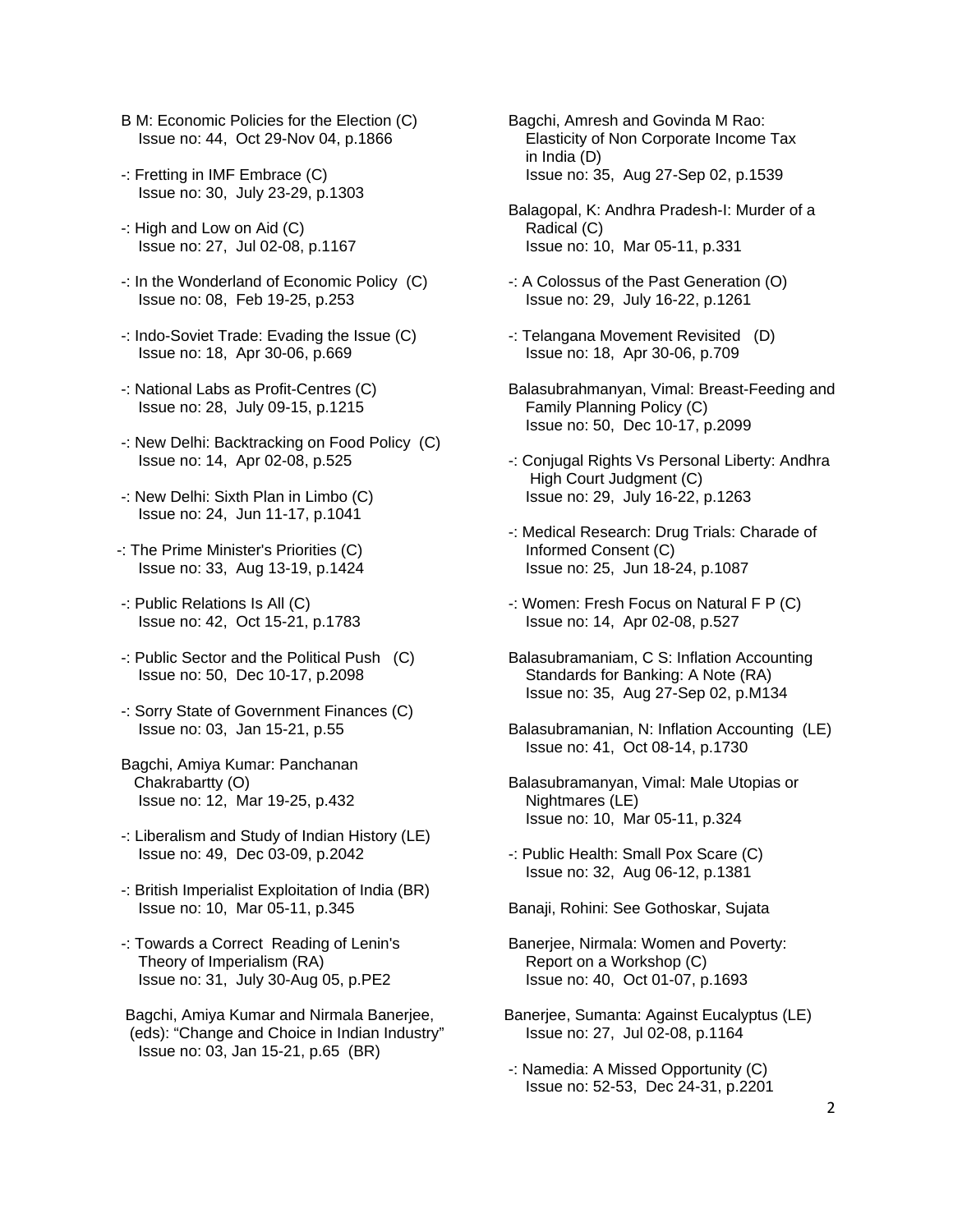B M: Economic Policies for the Election (C)
Issue no: 44, Oct 29-Nov 04, p.1866

-: Fretting in IMF Embrace (C)
Issue no: 30, July 23-29, p.1303

-: High and Low on Aid (C)
Issue no: 27, Jul 02-08, p.1167

-: In the Wonderland of Economic Policy (C)
Issue no: 08, Feb 19-25, p.253

-: Indo-Soviet Trade: Evading the Issue (C)
Issue no: 18, Apr 30-06, p.669

-: National Labs as Profit-Centres (C)
Issue no: 28, July 09-15, p.1215

-: New Delhi: Backtracking on Food Policy (C)
Issue no: 14, Apr 02-08, p.525

-: New Delhi: Sixth Plan in Limbo (C)
Issue no: 24, Jun 11-17, p.1041

-: The Prime Minister's Priorities (C)
Issue no: 33, Aug 13-19, p.1424

-: Public Relations Is All (C)
Issue no: 42, Oct 15-21, p.1783

-: Public Sector and the Political Push (C)
Issue no: 50, Dec 10-17, p.2098

-: Sorry State of Government Finances (C)
Issue no: 03, Jan 15-21, p.55

Bagchi, Amiya Kumar: Panchanan Chakrabartty (O)
Issue no: 12, Mar 19-25, p.432

-: Liberalism and Study of Indian History (LE)
Issue no: 49, Dec 03-09, p.2042

-: British Imperialist Exploitation of India (BR)
Issue no: 10, Mar 05-11, p.345

-: Towards a Correct Reading of Lenin's Theory of Imperialism (RA)
Issue no: 31, July 30-Aug 05, p.PE2

Bagchi, Amiya Kumar and Nirmala Banerjee, (eds): “Change and Choice in Indian Industry”
Issue no: 03, Jan 15-21, p.65 (BR)

Bagchi, Amresh and Govinda M Rao: Elasticity of Non Corporate Income Tax in India (D)
Issue no: 35, Aug 27-Sep 02, p.1539

Balagopal, K: Andhra Pradesh-I: Murder of a Radical (C)
Issue no: 10, Mar 05-11, p.331

-: A Colossus of the Past Generation (O)
Issue no: 29, July 16-22, p.1261

-: Telangana Movement Revisited (D)
Issue no: 18, Apr 30-06, p.709

Balasubrahmanyan, Vimal: Breast-Feeding and Family Planning Policy (C)
Issue no: 50, Dec 10-17, p.2099

-: Conjugal Rights Vs Personal Liberty: Andhra High Court Judgment (C)
Issue no: 29, July 16-22, p.1263

-: Medical Research: Drug Trials: Charade of Informed Consent (C)
Issue no: 25, Jun 18-24, p.1087

-: Women: Fresh Focus on Natural F P (C)
Issue no: 14, Apr 02-08, p.527

Balasubramaniam, C S: Inflation Accounting Standards for Banking: A Note (RA)
Issue no: 35, Aug 27-Sep 02, p.M134

Balasubramanian, N: Inflation Accounting (LE)
Issue no: 41, Oct 08-14, p.1730

Balasubramanyan, Vimal: Male Utopias or Nightmares (LE)
Issue no: 10, Mar 05-11, p.324

-: Public Health: Small Pox Scare (C)
Issue no: 32, Aug 06-12, p.1381

Banaji, Rohini: See Gothoskar, Sujata

Banerjee, Nirmala: Women and Poverty: Report on a Workshop (C)
Issue no: 40, Oct 01-07, p.1693

Banerjee, Sumanta: Against Eucalyptus (LE)
Issue no: 27, Jul 02-08, p.1164

-: Namedia: A Missed Opportunity (C)
Issue no: 52-53, Dec 24-31, p.2201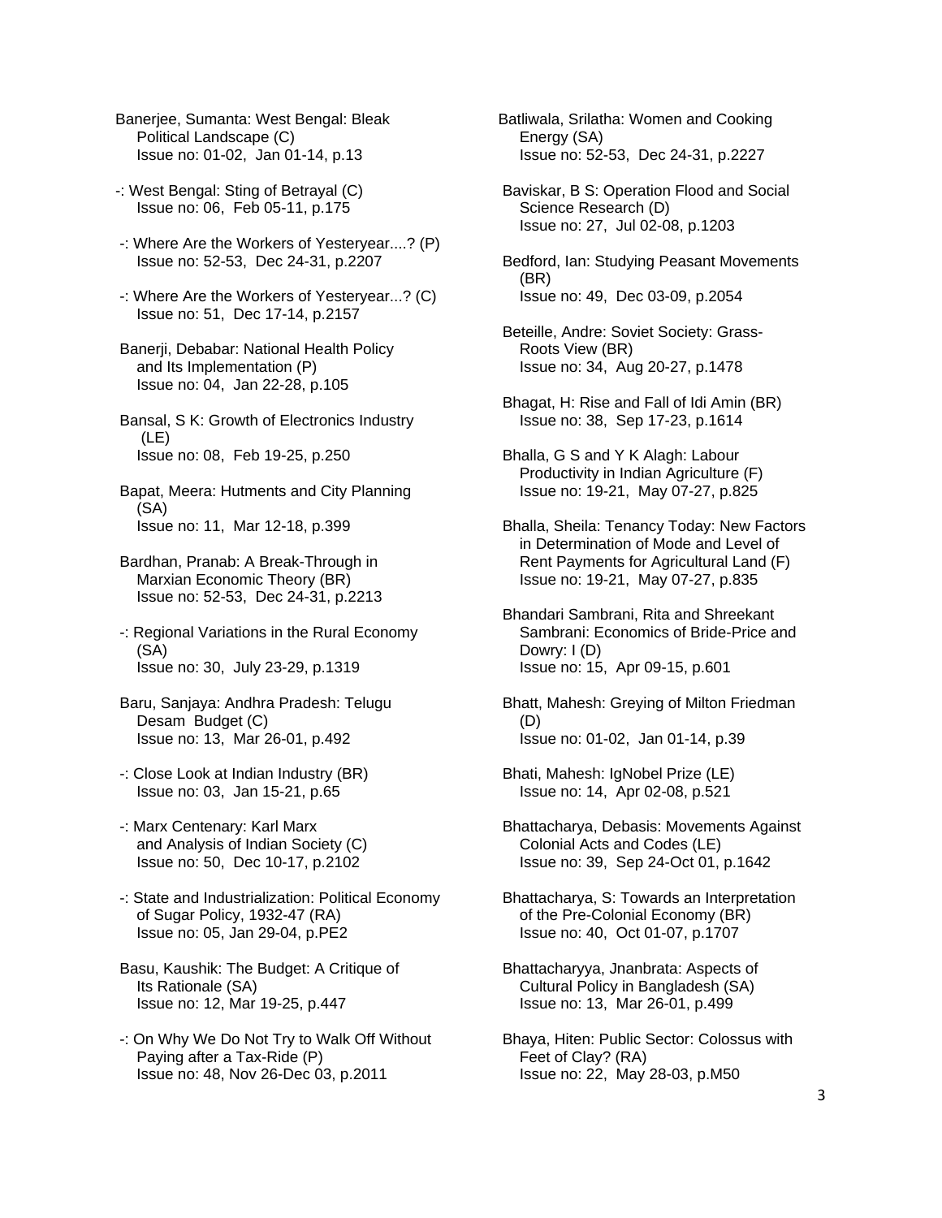Banerjee, Sumanta: West Bengal: Bleak Political Landscape (C)
Issue no: 01-02, Jan 01-14, p.13

-: West Bengal: Sting of Betrayal (C)
Issue no: 06, Feb 05-11, p.175

-: Where Are the Workers of Yesteryear....? (P)
Issue no: 52-53, Dec 24-31, p.2207

-: Where Are the Workers of Yesteryear...? (C)
Issue no: 51, Dec 17-14, p.2157

Banerji, Debabar: National Health Policy and Its Implementation (P)
Issue no: 04, Jan 22-28, p.105

Bansal, S K: Growth of Electronics Industry (LE)
Issue no: 08, Feb 19-25, p.250

Bapat, Meera: Hutments and City Planning (SA)
Issue no: 11, Mar 12-18, p.399

Bardhan, Pranab: A Break-Through in Marxian Economic Theory (BR)
Issue no: 52-53, Dec 24-31, p.2213

-: Regional Variations in the Rural Economy (SA)
Issue no: 30, July 23-29, p.1319

Baru, Sanjaya: Andhra Pradesh: Telugu Desam Budget (C)
Issue no: 13, Mar 26-01, p.492

-: Close Look at Indian Industry (BR)
Issue no: 03, Jan 15-21, p.65

-: Marx Centenary: Karl Marx and Analysis of Indian Society (C)
Issue no: 50, Dec 10-17, p.2102

-: State and Industrialization: Political Economy of Sugar Policy, 1932-47 (RA)
Issue no: 05, Jan 29-04, p.PE2

Basu, Kaushik: The Budget: A Critique of Its Rationale (SA)
Issue no: 12, Mar 19-25, p.447

-: On Why We Do Not Try to Walk Off Without Paying after a Tax-Ride (P)
Issue no: 48, Nov 26-Dec 03, p.2011

Batliwala, Srilatha: Women and Cooking Energy (SA)
Issue no: 52-53, Dec 24-31, p.2227

Baviskar, B S: Operation Flood and Social Science Research (D)
Issue no: 27, Jul 02-08, p.1203

Bedford, Ian: Studying Peasant Movements (BR)
Issue no: 49, Dec 03-09, p.2054

Beteille, Andre: Soviet Society: Grass-Roots View (BR)
Issue no: 34, Aug 20-27, p.1478

Bhagat, H: Rise and Fall of Idi Amin (BR)
Issue no: 38, Sep 17-23, p.1614

Bhalla, G S and Y K Alagh: Labour Productivity in Indian Agriculture (F)
Issue no: 19-21, May 07-27, p.825

Bhalla, Sheila: Tenancy Today: New Factors in Determination of Mode and Level of Rent Payments for Agricultural Land (F)
Issue no: 19-21, May 07-27, p.835

Bhandari Sambrani, Rita and Shreekant Sambrani: Economics of Bride-Price and Dowry: I (D)
Issue no: 15, Apr 09-15, p.601

Bhatt, Mahesh: Greying of Milton Friedman (D)
Issue no: 01-02, Jan 01-14, p.39

Bhati, Mahesh: IgNobel Prize (LE)
Issue no: 14, Apr 02-08, p.521

Bhattacharya, Debasis: Movements Against Colonial Acts and Codes (LE)
Issue no: 39, Sep 24-Oct 01, p.1642

Bhattacharya, S: Towards an Interpretation of the Pre-Colonial Economy (BR)
Issue no: 40, Oct 01-07, p.1707

Bhattacharyya, Jnanbrata: Aspects of Cultural Policy in Bangladesh (SA)
Issue no: 13, Mar 26-01, p.499

Bhaya, Hiten: Public Sector: Colossus with Feet of Clay? (RA)
Issue no: 22, May 28-03, p.M50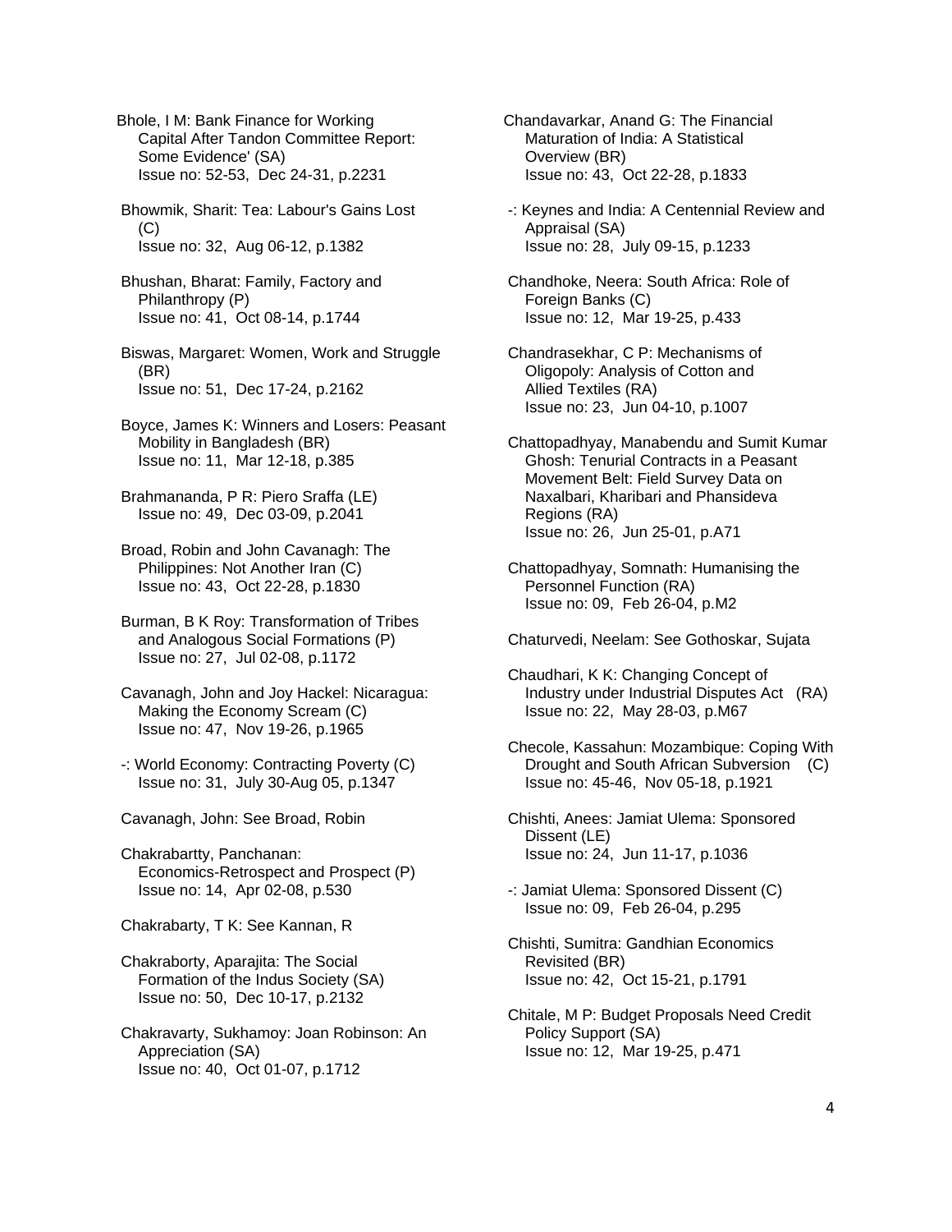Bhole, I M: Bank Finance for Working Capital After Tandon Committee Report: Some Evidence' (SA)
Issue no: 52-53, Dec 24-31, p.2231

Bhowmik, Sharit: Tea: Labour's Gains Lost (C)
Issue no: 32, Aug 06-12, p.1382

Bhushan, Bharat: Family, Factory and Philanthropy (P)
Issue no: 41, Oct 08-14, p.1744

Biswas, Margaret: Women, Work and Struggle (BR)
Issue no: 51, Dec 17-24, p.2162

Boyce, James K: Winners and Losers: Peasant Mobility in Bangladesh (BR)
Issue no: 11, Mar 12-18, p.385

Brahmananda, P R: Piero Sraffa (LE)
Issue no: 49, Dec 03-09, p.2041

Broad, Robin and John Cavanagh: The Philippines: Not Another Iran (C)
Issue no: 43, Oct 22-28, p.1830

Burman, B K Roy: Transformation of Tribes and Analogous Social Formations (P)
Issue no: 27, Jul 02-08, p.1172

Cavanagh, John and Joy Hackel: Nicaragua: Making the Economy Scream (C)
Issue no: 47, Nov 19-26, p.1965

-: World Economy: Contracting Poverty (C)
Issue no: 31, July 30-Aug 05, p.1347

Cavanagh, John: See Broad, Robin

Chakrabartty, Panchanan: Economics-Retrospect and Prospect (P)
Issue no: 14, Apr 02-08, p.530

Chakrabarty, T K: See Kannan, R

Chakraborty, Aparajita: The Social Formation of the Indus Society (SA)
Issue no: 50, Dec 10-17, p.2132

Chakravarty, Sukhamoy: Joan Robinson: An Appreciation (SA)
Issue no: 40, Oct 01-07, p.1712

Chandavarkar, Anand G: The Financial Maturation of India: A Statistical Overview (BR)
Issue no: 43, Oct 22-28, p.1833

-: Keynes and India: A Centennial Review and Appraisal (SA)
Issue no: 28, July 09-15, p.1233

Chandhoke, Neera: South Africa: Role of Foreign Banks (C)
Issue no: 12, Mar 19-25, p.433

Chandrasekhar, C P: Mechanisms of Oligopoly: Analysis of Cotton and Allied Textiles (RA)
Issue no: 23, Jun 04-10, p.1007

Chattopadhyay, Manabendu and Sumit Kumar Ghosh: Tenurial Contracts in a Peasant Movement Belt: Field Survey Data on Naxalbari, Kharibari and Phansideva Regions (RA)
Issue no: 26, Jun 25-01, p.A71

Chattopadhyay, Somnath: Humanising the Personnel Function (RA)
Issue no: 09, Feb 26-04, p.M2

Chaturvedi, Neelam: See Gothoskar, Sujata

Chaudhari, K K: Changing Concept of Industry under Industrial Disputes Act (RA)
Issue no: 22, May 28-03, p.M67

Checole, Kassahun: Mozambique: Coping With Drought and South African Subversion (C)
Issue no: 45-46, Nov 05-18, p.1921

Chishti, Anees: Jamiat Ulema: Sponsored Dissent (LE)
Issue no: 24, Jun 11-17, p.1036

-: Jamiat Ulema: Sponsored Dissent (C)
Issue no: 09, Feb 26-04, p.295

Chishti, Sumitra: Gandhian Economics Revisited (BR)
Issue no: 42, Oct 15-21, p.1791

Chitale, M P: Budget Proposals Need Credit Policy Support (SA)
Issue no: 12, Mar 19-25, p.471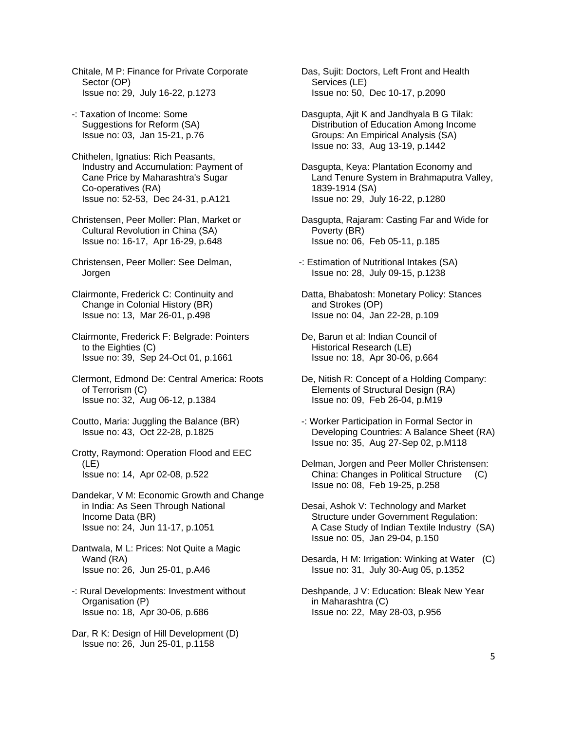Chitale, M P: Finance for Private Corporate Sector (OP)
Issue no: 29, July 16-22, p.1273

-: Taxation of Income: Some Suggestions for Reform (SA)
Issue no: 03, Jan 15-21, p.76

Chithelen, Ignatius: Rich Peasants, Industry and Accumulation: Payment of Cane Price by Maharashtra's Sugar Co-operatives (RA)
Issue no: 52-53, Dec 24-31, p.A121

Christensen, Peer Moller: Plan, Market or Cultural Revolution in China (SA)
Issue no: 16-17, Apr 16-29, p.648

Christensen, Peer Moller: See Delman, Jorgen

Clairmonte, Frederick C: Continuity and Change in Colonial History (BR)
Issue no: 13, Mar 26-01, p.498

Clairmonte, Frederick F: Belgrade: Pointers to the Eighties (C)
Issue no: 39, Sep 24-Oct 01, p.1661

Clermont, Edmond De: Central America: Roots of Terrorism (C)
Issue no: 32, Aug 06-12, p.1384

Coutto, Maria: Juggling the Balance (BR)
Issue no: 43, Oct 22-28, p.1825

Crotty, Raymond: Operation Flood and EEC (LE)
Issue no: 14, Apr 02-08, p.522

Dandekar, V M: Economic Growth and Change in India: As Seen Through National Income Data (BR)
Issue no: 24, Jun 11-17, p.1051

Dantwala, M L: Prices: Not Quite a Magic Wand (RA)
Issue no: 26, Jun 25-01, p.A46

-: Rural Developments: Investment without Organisation (P)
Issue no: 18, Apr 30-06, p.686

Dar, R K: Design of Hill Development (D)
Issue no: 26, Jun 25-01, p.1158

Das, Sujit: Doctors, Left Front and Health Services (LE)
Issue no: 50, Dec 10-17, p.2090

Dasgupta, Ajit K and Jandhyala B G Tilak: Distribution of Education Among Income Groups: An Empirical Analysis (SA)
Issue no: 33, Aug 13-19, p.1442

Dasgupta, Keya: Plantation Economy and Land Tenure System in Brahmaputra Valley, 1839-1914 (SA)
Issue no: 29, July 16-22, p.1280

Dasgupta, Rajaram: Casting Far and Wide for Poverty (BR)
Issue no: 06, Feb 05-11, p.185

-: Estimation of Nutritional Intakes (SA)
Issue no: 28, July 09-15, p.1238

Datta, Bhabatosh: Monetary Policy: Stances and Strokes (OP)
Issue no: 04, Jan 22-28, p.109

De, Barun et al: Indian Council of Historical Research (LE)
Issue no: 18, Apr 30-06, p.664

De, Nitish R: Concept of a Holding Company: Elements of Structural Design (RA)
Issue no: 09, Feb 26-04, p.M19

-: Worker Participation in Formal Sector in Developing Countries: A Balance Sheet (RA)
Issue no: 35, Aug 27-Sep 02, p.M118

Delman, Jorgen and Peer Moller Christensen: China: Changes in Political Structure (C)
Issue no: 08, Feb 19-25, p.258

Desai, Ashok V: Technology and Market Structure under Government Regulation: A Case Study of Indian Textile Industry (SA)
Issue no: 05, Jan 29-04, p.150

Desarda, H M: Irrigation: Winking at Water (C)
Issue no: 31, July 30-Aug 05, p.1352

Deshpande, J V: Education: Bleak New Year in Maharashtra (C)
Issue no: 22, May 28-03, p.956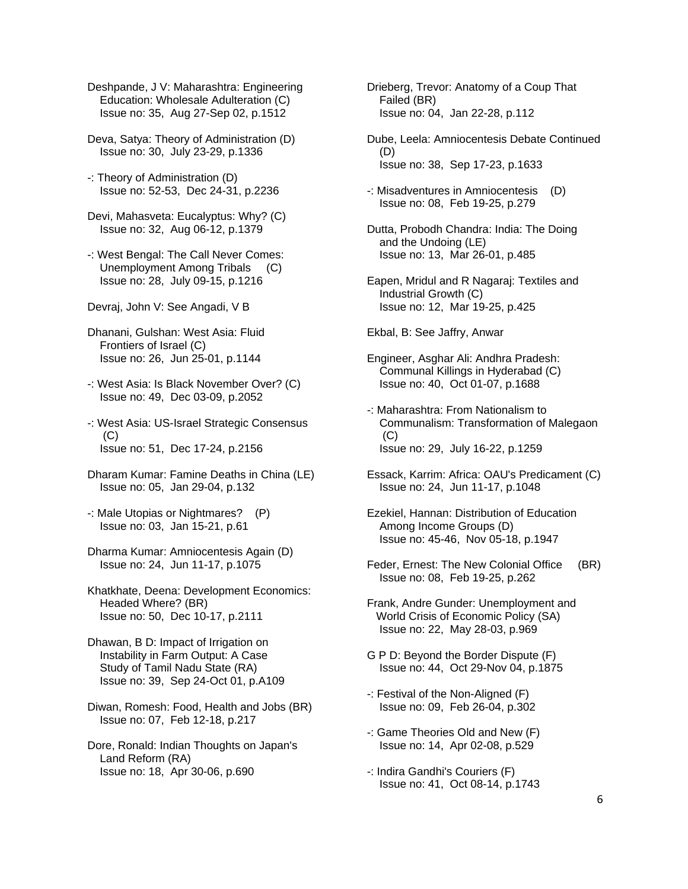Deshpande, J V: Maharashtra: Engineering Education: Wholesale Adulteration (C)
Issue no: 35, Aug 27-Sep 02, p.1512

Deva, Satya: Theory of Administration (D)
Issue no: 30, July 23-29, p.1336

-: Theory of Administration (D)
Issue no: 52-53, Dec 24-31, p.2236

Devi, Mahasveta: Eucalyptus: Why? (C)
Issue no: 32, Aug 06-12, p.1379

-: West Bengal: The Call Never Comes: Unemployment Among Tribals (C)
Issue no: 28, July 09-15, p.1216

Devraj, John V: See Angadi, V B

Dhanani, Gulshan: West Asia: Fluid Frontiers of Israel (C)
Issue no: 26, Jun 25-01, p.1144

-: West Asia: Is Black November Over? (C)
Issue no: 49, Dec 03-09, p.2052

-: West Asia: US-Israel Strategic Consensus (C)
Issue no: 51, Dec 17-24, p.2156

Dharam Kumar: Famine Deaths in China (LE)
Issue no: 05, Jan 29-04, p.132

-: Male Utopias or Nightmares? (P)
Issue no: 03, Jan 15-21, p.61

Dharma Kumar: Amniocentesis Again (D)
Issue no: 24, Jun 11-17, p.1075

Khatkhate, Deena: Development Economics: Headed Where? (BR)
Issue no: 50, Dec 10-17, p.2111

Dhawan, B D: Impact of Irrigation on Instability in Farm Output: A Case Study of Tamil Nadu State (RA)
Issue no: 39, Sep 24-Oct 01, p.A109

Diwan, Romesh: Food, Health and Jobs (BR)
Issue no: 07, Feb 12-18, p.217

Dore, Ronald: Indian Thoughts on Japan's Land Reform (RA)
Issue no: 18, Apr 30-06, p.690

Drieberg, Trevor: Anatomy of a Coup That Failed (BR)
Issue no: 04, Jan 22-28, p.112

Dube, Leela: Amniocentesis Debate Continued (D)
Issue no: 38, Sep 17-23, p.1633

-: Misadventures in Amniocentesis (D)
Issue no: 08, Feb 19-25, p.279

Dutta, Probodh Chandra: India: The Doing and the Undoing (LE)
Issue no: 13, Mar 26-01, p.485

Eapen, Mridul and R Nagaraj: Textiles and Industrial Growth (C)
Issue no: 12, Mar 19-25, p.425

Ekbal, B: See Jaffry, Anwar

Engineer, Asghar Ali: Andhra Pradesh: Communal Killings in Hyderabad (C)
Issue no: 40, Oct 01-07, p.1688

-: Maharashtra: From Nationalism to Communalism: Transformation of Malegaon (C)
Issue no: 29, July 16-22, p.1259

Essack, Karrim: Africa: OAU's Predicament (C)
Issue no: 24, Jun 11-17, p.1048

Ezekiel, Hannan: Distribution of Education Among Income Groups (D)
Issue no: 45-46, Nov 05-18, p.1947

Feder, Ernest: The New Colonial Office (BR)
Issue no: 08, Feb 19-25, p.262

Frank, Andre Gunder: Unemployment and World Crisis of Economic Policy (SA)
Issue no: 22, May 28-03, p.969

G P D: Beyond the Border Dispute (F)
Issue no: 44, Oct 29-Nov 04, p.1875

-: Festival of the Non-Aligned (F)
Issue no: 09, Feb 26-04, p.302

-: Game Theories Old and New (F)
Issue no: 14, Apr 02-08, p.529

-: Indira Gandhi's Couriers (F)
Issue no: 41, Oct 08-14, p.1743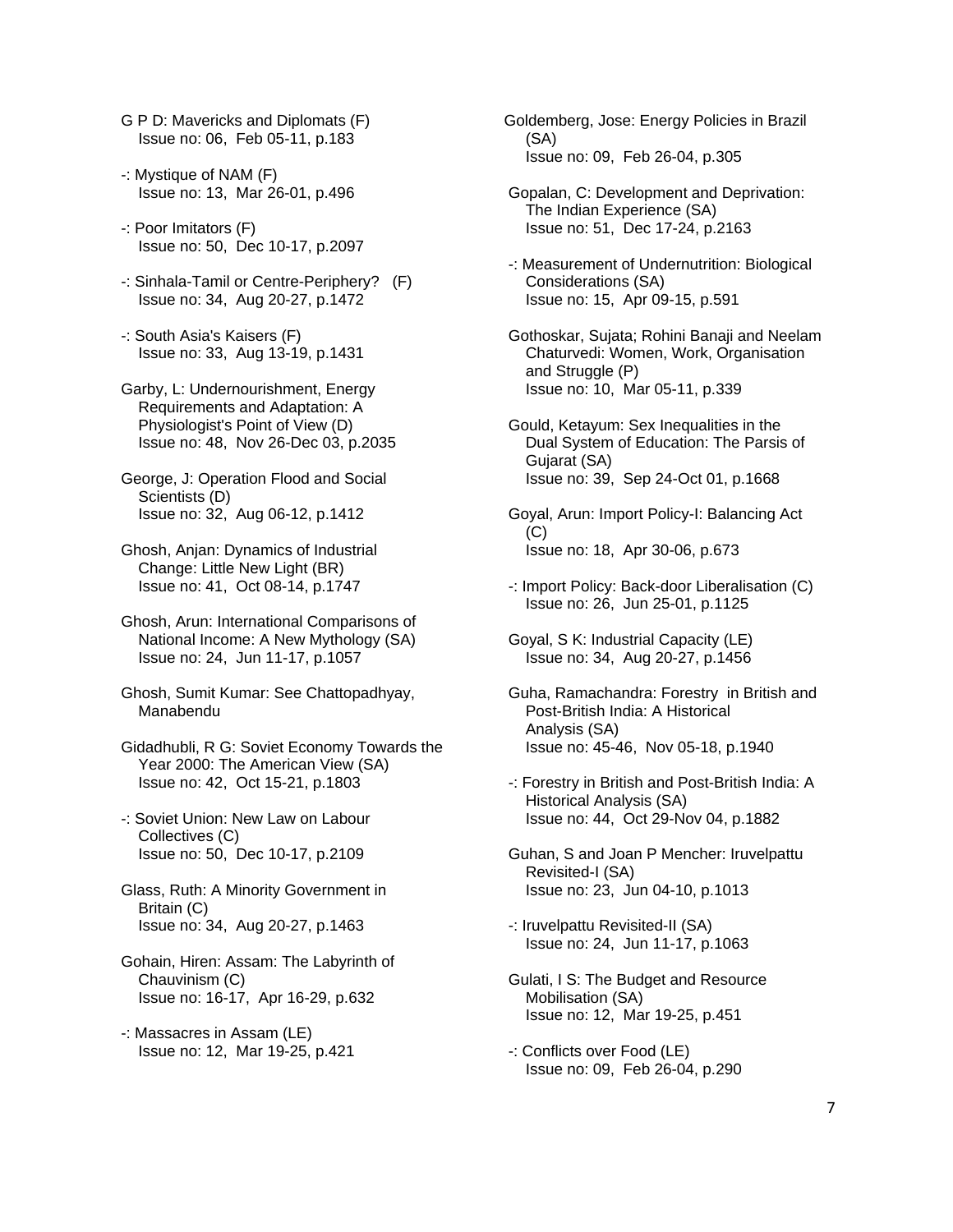G P D: Mavericks and Diplomats (F)
Issue no: 06, Feb 05-11, p.183

-: Mystique of NAM (F)
Issue no: 13, Mar 26-01, p.496

-: Poor Imitators (F)
Issue no: 50, Dec 10-17, p.2097

-: Sinhala-Tamil or Centre-Periphery? (F)
Issue no: 34, Aug 20-27, p.1472

-: South Asia's Kaisers (F)
Issue no: 33, Aug 13-19, p.1431

Garby, L: Undernourishment, Energy Requirements and Adaptation: A Physiologist's Point of View (D)
Issue no: 48, Nov 26-Dec 03, p.2035

George, J: Operation Flood and Social Scientists (D)
Issue no: 32, Aug 06-12, p.1412

Ghosh, Anjan: Dynamics of Industrial Change: Little New Light (BR)
Issue no: 41, Oct 08-14, p.1747

Ghosh, Arun: International Comparisons of National Income: A New Mythology (SA)
Issue no: 24, Jun 11-17, p.1057

Ghosh, Sumit Kumar: See Chattopadhyay, Manabendu

Gidadhubli, R G: Soviet Economy Towards the Year 2000: The American View (SA)
Issue no: 42, Oct 15-21, p.1803

-: Soviet Union: New Law on Labour Collectives (C)
Issue no: 50, Dec 10-17, p.2109

Glass, Ruth: A Minority Government in Britain (C)
Issue no: 34, Aug 20-27, p.1463

Gohain, Hiren: Assam: The Labyrinth of Chauvinism (C)
Issue no: 16-17, Apr 16-29, p.632

-: Massacres in Assam (LE)
Issue no: 12, Mar 19-25, p.421

Goldemberg, Jose: Energy Policies in Brazil (SA)
Issue no: 09, Feb 26-04, p.305

Gopalan, C: Development and Deprivation: The Indian Experience (SA)
Issue no: 51, Dec 17-24, p.2163

-: Measurement of Undernutrition: Biological Considerations (SA)
Issue no: 15, Apr 09-15, p.591

Gothoskar, Sujata; Rohini Banaji and Neelam Chaturvedi: Women, Work, Organisation and Struggle (P)
Issue no: 10, Mar 05-11, p.339

Gould, Ketayum: Sex Inequalities in the Dual System of Education: The Parsis of Gujarat (SA)
Issue no: 39, Sep 24-Oct 01, p.1668

Goyal, Arun: Import Policy-I: Balancing Act (C)
Issue no: 18, Apr 30-06, p.673

-: Import Policy: Back-door Liberalisation (C)
Issue no: 26, Jun 25-01, p.1125

Goyal, S K: Industrial Capacity (LE)
Issue no: 34, Aug 20-27, p.1456

Guha, Ramachandra: Forestry in British and Post-British India: A Historical Analysis (SA)
Issue no: 45-46, Nov 05-18, p.1940

-: Forestry in British and Post-British India: A Historical Analysis (SA)
Issue no: 44, Oct 29-Nov 04, p.1882

Guhan, S and Joan P Mencher: Iruvelpattu Revisited-I (SA)
Issue no: 23, Jun 04-10, p.1013

-: Iruvelpattu Revisited-II (SA)
Issue no: 24, Jun 11-17, p.1063

Gulati, I S: The Budget and Resource Mobilisation (SA)
Issue no: 12, Mar 19-25, p.451

-: Conflicts over Food (LE)
Issue no: 09, Feb 26-04, p.290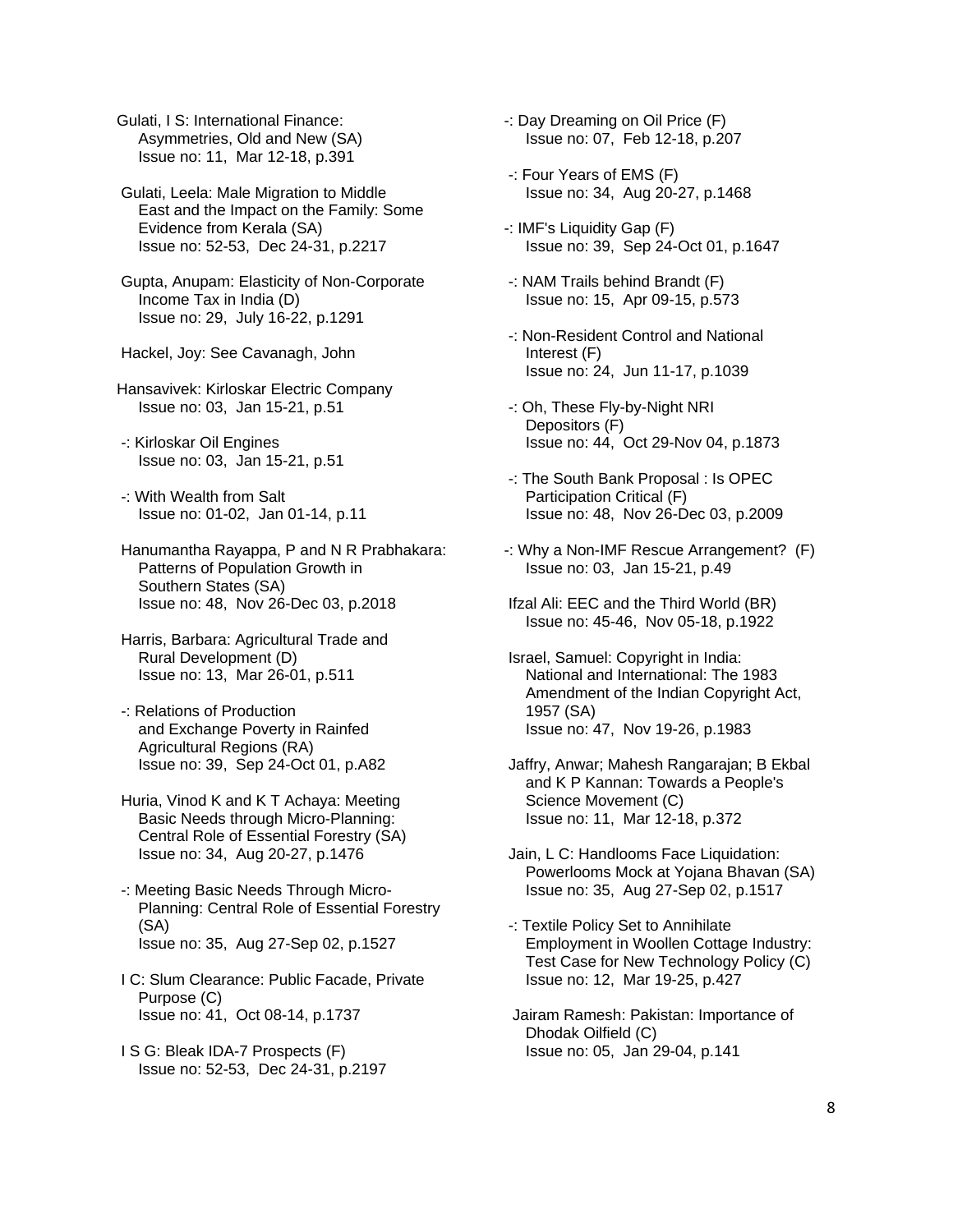Gulati, I S: International Finance: Asymmetries, Old and New (SA)
Issue no: 11, Mar 12-18, p.391

Gulati, Leela: Male Migration to Middle East and the Impact on the Family: Some Evidence from Kerala (SA)
Issue no: 52-53, Dec 24-31, p.2217

Gupta, Anupam: Elasticity of Non-Corporate Income Tax in India (D)
Issue no: 29, July 16-22, p.1291

Hackel, Joy: See Cavanagh, John

Hansavivek: Kirloskar Electric Company
Issue no: 03, Jan 15-21, p.51

-: Kirloskar Oil Engines
Issue no: 03, Jan 15-21, p.51

-: With Wealth from Salt
Issue no: 01-02, Jan 01-14, p.11

Hanumantha Rayappa, P and N R Prabhakara: Patterns of Population Growth in Southern States (SA)
Issue no: 48, Nov 26-Dec 03, p.2018

Harris, Barbara: Agricultural Trade and Rural Development (D)
Issue no: 13, Mar 26-01, p.511

-: Relations of Production and Exchange Poverty in Rainfed Agricultural Regions (RA)
Issue no: 39, Sep 24-Oct 01, p.A82

Huria, Vinod K and K T Achaya: Meeting Basic Needs through Micro-Planning: Central Role of Essential Forestry (SA)
Issue no: 34, Aug 20-27, p.1476

-: Meeting Basic Needs Through Micro-Planning: Central Role of Essential Forestry (SA)
Issue no: 35, Aug 27-Sep 02, p.1527

I C: Slum Clearance: Public Facade, Private Purpose (C)
Issue no: 41, Oct 08-14, p.1737

I S G: Bleak IDA-7 Prospects (F)
Issue no: 52-53, Dec 24-31, p.2197

-: Day Dreaming on Oil Price (F)
Issue no: 07, Feb 12-18, p.207

-: Four Years of EMS (F)
Issue no: 34, Aug 20-27, p.1468

-: IMF's Liquidity Gap (F)
Issue no: 39, Sep 24-Oct 01, p.1647

-: NAM Trails behind Brandt (F)
Issue no: 15, Apr 09-15, p.573

-: Non-Resident Control and National Interest (F)
Issue no: 24, Jun 11-17, p.1039

-: Oh, These Fly-by-Night NRI Depositors (F)
Issue no: 44, Oct 29-Nov 04, p.1873

-: The South Bank Proposal : Is OPEC Participation Critical (F)
Issue no: 48, Nov 26-Dec 03, p.2009

-: Why a Non-IMF Rescue Arrangement? (F)
Issue no: 03, Jan 15-21, p.49

Ifzal Ali: EEC and the Third World (BR)
Issue no: 45-46, Nov 05-18, p.1922

Israel, Samuel: Copyright in India: National and International: The 1983 Amendment of the Indian Copyright Act, 1957 (SA)
Issue no: 47, Nov 19-26, p.1983

Jaffry, Anwar; Mahesh Rangarajan; B Ekbal and K P Kannan: Towards a People's Science Movement (C)
Issue no: 11, Mar 12-18, p.372

Jain, L C: Handlooms Face Liquidation: Powerlooms Mock at Yojana Bhavan (SA)
Issue no: 35, Aug 27-Sep 02, p.1517

-: Textile Policy Set to Annihilate Employment in Woollen Cottage Industry: Test Case for New Technology Policy (C)
Issue no: 12, Mar 19-25, p.427

Jairam Ramesh: Pakistan: Importance of Dhodak Oilfield (C)
Issue no: 05, Jan 29-04, p.141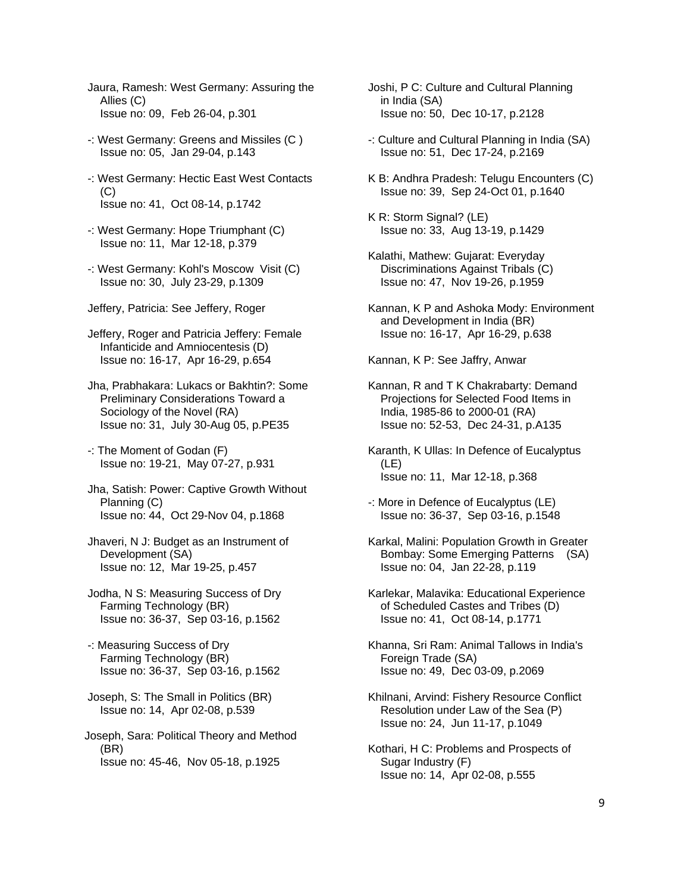Jaura, Ramesh: West Germany: Assuring the Allies (C)
Issue no: 09, Feb 26-04, p.301

-: West Germany: Greens and Missiles (C )
Issue no: 05, Jan 29-04, p.143

-: West Germany: Hectic East West Contacts (C)
Issue no: 41, Oct 08-14, p.1742

-: West Germany: Hope Triumphant (C)
Issue no: 11, Mar 12-18, p.379

-: West Germany: Kohl's Moscow Visit (C)
Issue no: 30, July 23-29, p.1309

Jeffery, Patricia: See Jeffery, Roger

Jeffery, Roger and Patricia Jeffery: Female Infanticide and Amniocentesis (D)
Issue no: 16-17, Apr 16-29, p.654

Jha, Prabhakara: Lukacs or Bakhtin?: Some Preliminary Considerations Toward a Sociology of the Novel (RA)
Issue no: 31, July 30-Aug 05, p.PE35

-: The Moment of Godan (F)
Issue no: 19-21, May 07-27, p.931

Jha, Satish: Power: Captive Growth Without Planning (C)
Issue no: 44, Oct 29-Nov 04, p.1868

Jhaveri, N J: Budget as an Instrument of Development (SA)
Issue no: 12, Mar 19-25, p.457

Jodha, N S: Measuring Success of Dry Farming Technology (BR)
Issue no: 36-37, Sep 03-16, p.1562

-: Measuring Success of Dry Farming Technology (BR)
Issue no: 36-37, Sep 03-16, p.1562

Joseph, S: The Small in Politics (BR)
Issue no: 14, Apr 02-08, p.539

Joseph, Sara: Political Theory and Method (BR)
Issue no: 45-46, Nov 05-18, p.1925

Joshi, P C: Culture and Cultural Planning in India (SA)
Issue no: 50, Dec 10-17, p.2128

-: Culture and Cultural Planning in India (SA)
Issue no: 51, Dec 17-24, p.2169

K B: Andhra Pradesh: Telugu Encounters (C)
Issue no: 39, Sep 24-Oct 01, p.1640

K R: Storm Signal? (LE)
Issue no: 33, Aug 13-19, p.1429

Kalathi, Mathew: Gujarat: Everyday Discriminations Against Tribals (C)
Issue no: 47, Nov 19-26, p.1959

Kannan, K P and Ashoka Mody: Environment and Development in India (BR)
Issue no: 16-17, Apr 16-29, p.638

Kannan, K P: See Jaffry, Anwar

Kannan, R and T K Chakrabarty: Demand Projections for Selected Food Items in India, 1985-86 to 2000-01 (RA)
Issue no: 52-53, Dec 24-31, p.A135

Karanth, K Ullas: In Defence of Eucalyptus (LE)
Issue no: 11, Mar 12-18, p.368

-: More in Defence of Eucalyptus (LE)
Issue no: 36-37, Sep 03-16, p.1548

Karkal, Malini: Population Growth in Greater Bombay: Some Emerging Patterns (SA)
Issue no: 04, Jan 22-28, p.119

Karlekar, Malavika: Educational Experience of Scheduled Castes and Tribes (D)
Issue no: 41, Oct 08-14, p.1771

Khanna, Sri Ram: Animal Tallows in India's Foreign Trade (SA)
Issue no: 49, Dec 03-09, p.2069

Khilnani, Arvind: Fishery Resource Conflict Resolution under Law of the Sea (P)
Issue no: 24, Jun 11-17, p.1049

Kothari, H C: Problems and Prospects of Sugar Industry (F)
Issue no: 14, Apr 02-08, p.555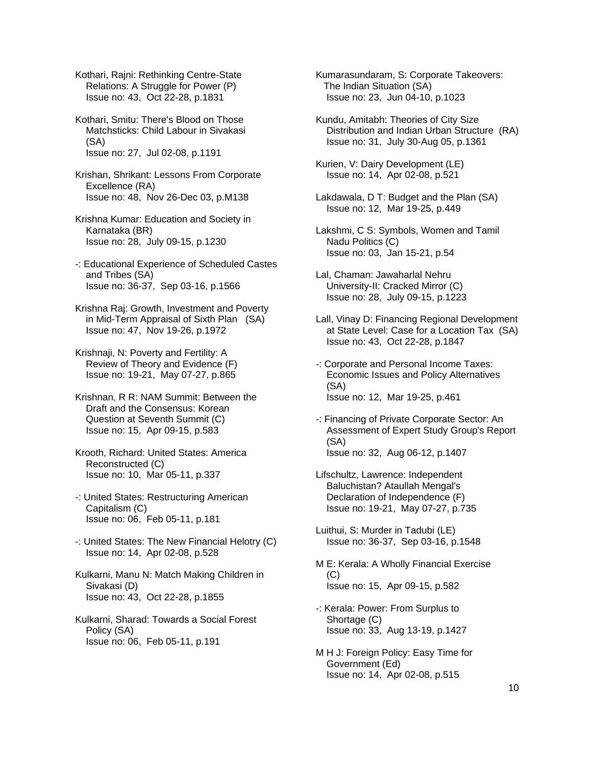Kothari, Rajni: Rethinking Centre-State Relations: A Struggle for Power (P)
Issue no: 43, Oct 22-28, p.1831

Kothari, Smitu: There's Blood on Those Matchsticks: Child Labour in Sivakasi (SA)
Issue no: 27, Jul 02-08, p.1191

Krishan, Shrikant: Lessons From Corporate Excellence (RA)
Issue no: 48, Nov 26-Dec 03, p.M138

Krishna Kumar: Education and Society in Karnataka (BR)
Issue no: 28, July 09-15, p.1230

-: Educational Experience of Scheduled Castes and Tribes (SA)
Issue no: 36-37, Sep 03-16, p.1566

Krishna Raj: Growth, Investment and Poverty in Mid-Term Appraisal of Sixth Plan (SA)
Issue no: 47, Nov 19-26, p.1972

Krishnaji, N: Poverty and Fertility: A Review of Theory and Evidence (F)
Issue no: 19-21, May 07-27, p.865

Krishnan, R R: NAM Summit: Between the Draft and the Consensus: Korean Question at Seventh Summit (C)
Issue no: 15, Apr 09-15, p.583

Krooth, Richard: United States: America Reconstructed (C)
Issue no: 10, Mar 05-11, p.337

-: United States: Restructuring American Capitalism (C)
Issue no: 06, Feb 05-11, p.181

-: United States: The New Financial Helotry (C)
Issue no: 14, Apr 02-08, p.528

Kulkarni, Manu N: Match Making Children in Sivakasi (D)
Issue no: 43, Oct 22-28, p.1855

Kulkarni, Sharad: Towards a Social Forest Policy (SA)
Issue no: 06, Feb 05-11, p.191

Kumarasundaram, S: Corporate Takeovers: The Indian Situation (SA)
Issue no: 23, Jun 04-10, p.1023

Kundu, Amitabh: Theories of City Size Distribution and Indian Urban Structure (RA)
Issue no: 31, July 30-Aug 05, p.1361

Kurien, V: Dairy Development (LE)
Issue no: 14, Apr 02-08, p.521

Lakdawala, D T: Budget and the Plan (SA)
Issue no: 12, Mar 19-25, p.449

Lakshmi, C S: Symbols, Women and Tamil Nadu Politics (C)
Issue no: 03, Jan 15-21, p.54

Lal, Chaman: Jawaharlal Nehru University-II: Cracked Mirror (C)
Issue no: 28, July 09-15, p.1223

Lall, Vinay D: Financing Regional Development at State Level: Case for a Location Tax (SA)
Issue no: 43, Oct 22-28, p.1847

-: Corporate and Personal Income Taxes: Economic Issues and Policy Alternatives (SA)
Issue no: 12, Mar 19-25, p.461

-: Financing of Private Corporate Sector: An Assessment of Expert Study Group's Report (SA)
Issue no: 32, Aug 06-12, p.1407

Lifschultz, Lawrence: Independent Baluchistan? Ataullah Mengal's Declaration of Independence (F)
Issue no: 19-21, May 07-27, p.735

Luithui, S: Murder in Tadubi (LE)
Issue no: 36-37, Sep 03-16, p.1548

M E: Kerala: A Wholly Financial Exercise (C)
Issue no: 15, Apr 09-15, p.582

-: Kerala: Power: From Surplus to Shortage (C)
Issue no: 33, Aug 13-19, p.1427

M H J: Foreign Policy: Easy Time for Government (Ed)
Issue no: 14, Apr 02-08, p.515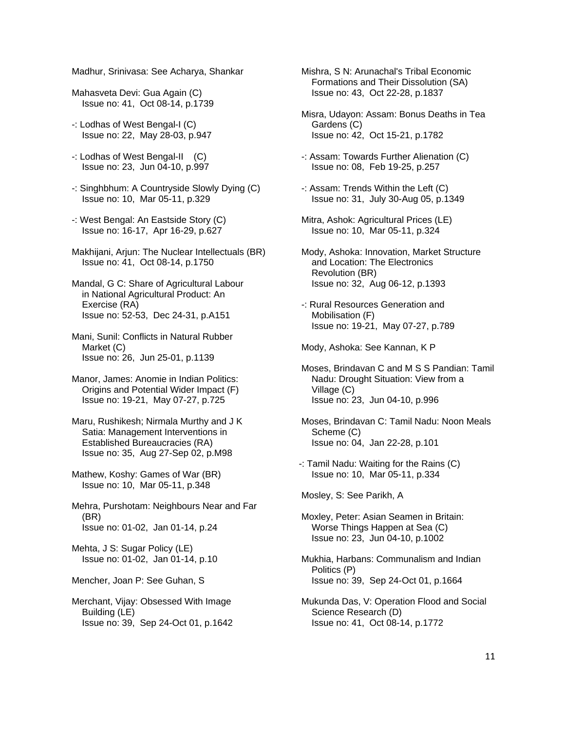Madhur, Srinivasa: See Acharya, Shankar

Mahasveta Devi: Gua Again (C)
Issue no: 41, Oct 08-14, p.1739

-: Lodhas of West Bengal-I (C)
Issue no: 22, May 28-03, p.947

-: Lodhas of West Bengal-II (C)
Issue no: 23, Jun 04-10, p.997

-: Singhbhum: A Countryside Slowly Dying (C)
Issue no: 10, Mar 05-11, p.329

-: West Bengal: An Eastside Story (C)
Issue no: 16-17, Apr 16-29, p.627

Makhijani, Arjun: The Nuclear Intellectuals (BR)
Issue no: 41, Oct 08-14, p.1750

Mandal, G C: Share of Agricultural Labour in National Agricultural Product: An Exercise (RA)
Issue no: 52-53, Dec 24-31, p.A151

Mani, Sunil: Conflicts in Natural Rubber Market (C)
Issue no: 26, Jun 25-01, p.1139

Manor, James: Anomie in Indian Politics: Origins and Potential Wider Impact (F)
Issue no: 19-21, May 07-27, p.725

Maru, Rushikesh; Nirmala Murthy and J K Satia: Management Interventions in Established Bureaucracies (RA)
Issue no: 35, Aug 27-Sep 02, p.M98

Mathew, Koshy: Games of War (BR)
Issue no: 10, Mar 05-11, p.348

Mehra, Purshotam: Neighbours Near and Far (BR)
Issue no: 01-02, Jan 01-14, p.24

Mehta, J S: Sugar Policy (LE)
Issue no: 01-02, Jan 01-14, p.10

Mencher, Joan P: See Guhan, S

Merchant, Vijay: Obsessed With Image Building (LE)
Issue no: 39, Sep 24-Oct 01, p.1642

Mishra, S N: Arunachal's Tribal Economic Formations and Their Dissolution (SA)
Issue no: 43, Oct 22-28, p.1837

Misra, Udayon: Assam: Bonus Deaths in Tea Gardens (C)
Issue no: 42, Oct 15-21, p.1782

-: Assam: Towards Further Alienation (C)
Issue no: 08, Feb 19-25, p.257

-: Assam: Trends Within the Left (C)
Issue no: 31, July 30-Aug 05, p.1349

Mitra, Ashok: Agricultural Prices (LE)
Issue no: 10, Mar 05-11, p.324

Mody, Ashoka: Innovation, Market Structure and Location: The Electronics Revolution (BR)
Issue no: 32, Aug 06-12, p.1393

-: Rural Resources Generation and Mobilisation (F)
Issue no: 19-21, May 07-27, p.789

Mody, Ashoka: See Kannan, K P

Moses, Brindavan C and M S S Pandian: Tamil Nadu: Drought Situation: View from a Village (C)
Issue no: 23, Jun 04-10, p.996

Moses, Brindavan C: Tamil Nadu: Noon Meals Scheme (C)
Issue no: 04, Jan 22-28, p.101

-: Tamil Nadu: Waiting for the Rains (C)
Issue no: 10, Mar 05-11, p.334

Mosley, S: See Parikh, A

Moxley, Peter: Asian Seamen in Britain: Worse Things Happen at Sea (C)
Issue no: 23, Jun 04-10, p.1002

Mukhia, Harbans: Communalism and Indian Politics (P)
Issue no: 39, Sep 24-Oct 01, p.1664

Mukunda Das, V: Operation Flood and Social Science Research (D)
Issue no: 41, Oct 08-14, p.1772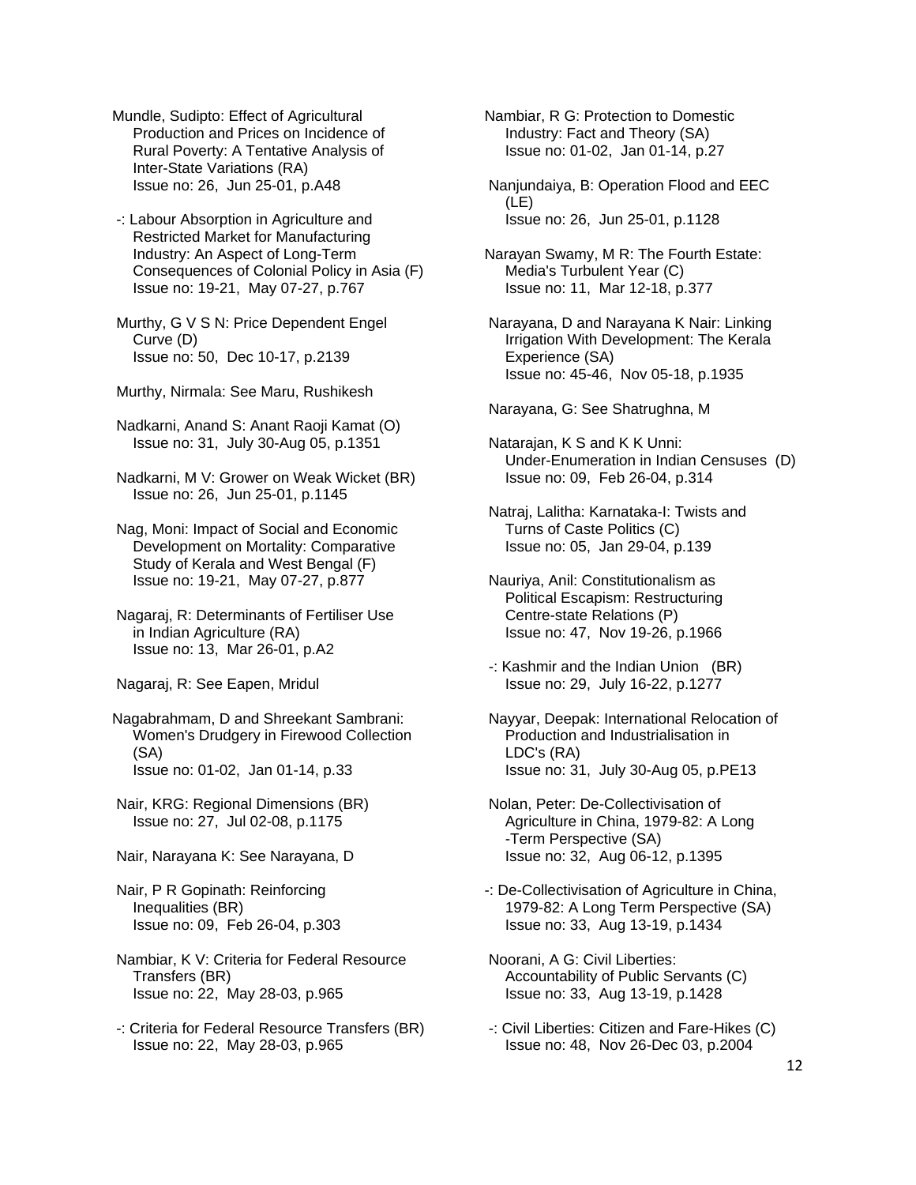Mundle, Sudipto: Effect of Agricultural Production and Prices on Incidence of Rural Poverty: A Tentative Analysis of Inter-State Variations (RA)
Issue no: 26, Jun 25-01, p.A48

-: Labour Absorption in Agriculture and Restricted Market for Manufacturing Industry: An Aspect of Long-Term Consequences of Colonial Policy in Asia (F)
Issue no: 19-21, May 07-27, p.767

Murthy, G V S N: Price Dependent Engel Curve (D)
Issue no: 50, Dec 10-17, p.2139

Murthy, Nirmala: See Maru, Rushikesh

Nadkarni, Anand S: Anant Raoji Kamat (O)
Issue no: 31, July 30-Aug 05, p.1351

Nadkarni, M V: Grower on Weak Wicket (BR)
Issue no: 26, Jun 25-01, p.1145

Nag, Moni: Impact of Social and Economic Development on Mortality: Comparative Study of Kerala and West Bengal (F)
Issue no: 19-21, May 07-27, p.877

Nagaraj, R: Determinants of Fertiliser Use in Indian Agriculture (RA)
Issue no: 13, Mar 26-01, p.A2

Nagaraj, R: See Eapen, Mridul

Nagabrahmam, D and Shreekant Sambrani: Women's Drudgery in Firewood Collection (SA)
Issue no: 01-02, Jan 01-14, p.33

Nair, KRG: Regional Dimensions (BR)
Issue no: 27, Jul 02-08, p.1175

Nair, Narayana K: See Narayana, D

Nair, P R Gopinath: Reinforcing Inequalities (BR)
Issue no: 09, Feb 26-04, p.303

Nambiar, K V: Criteria for Federal Resource Transfers (BR)
Issue no: 22, May 28-03, p.965

-: Criteria for Federal Resource Transfers (BR)
Issue no: 22, May 28-03, p.965

Nambiar, R G: Protection to Domestic Industry: Fact and Theory (SA)
Issue no: 01-02, Jan 01-14, p.27

Nanjundaiya, B: Operation Flood and EEC (LE)
Issue no: 26, Jun 25-01, p.1128

Narayan Swamy, M R: The Fourth Estate: Media's Turbulent Year (C)
Issue no: 11, Mar 12-18, p.377

Narayana, D and Narayana K Nair: Linking Irrigation With Development: The Kerala Experience (SA)
Issue no: 45-46, Nov 05-18, p.1935

Narayana, G: See Shatrughna, M

Natarajan, K S and K K Unni: Under-Enumeration in Indian Censuses (D)
Issue no: 09, Feb 26-04, p.314

Natraj, Lalitha: Karnataka-I: Twists and Turns of Caste Politics (C)
Issue no: 05, Jan 29-04, p.139

Nauriya, Anil: Constitutionalism as Political Escapism: Restructuring Centre-state Relations (P)
Issue no: 47, Nov 19-26, p.1966

-: Kashmir and the Indian Union (BR)
Issue no: 29, July 16-22, p.1277

Nayyar, Deepak: International Relocation of Production and Industrialisation in LDC's (RA)
Issue no: 31, July 30-Aug 05, p.PE13

Nolan, Peter: De-Collectivisation of Agriculture in China, 1979-82: A Long -Term Perspective (SA)
Issue no: 32, Aug 06-12, p.1395

-: De-Collectivisation of Agriculture in China, 1979-82: A Long Term Perspective (SA)
Issue no: 33, Aug 13-19, p.1434

Noorani, A G: Civil Liberties: Accountability of Public Servants (C)
Issue no: 33, Aug 13-19, p.1428

-: Civil Liberties: Citizen and Fare-Hikes (C)
Issue no: 48, Nov 26-Dec 03, p.2004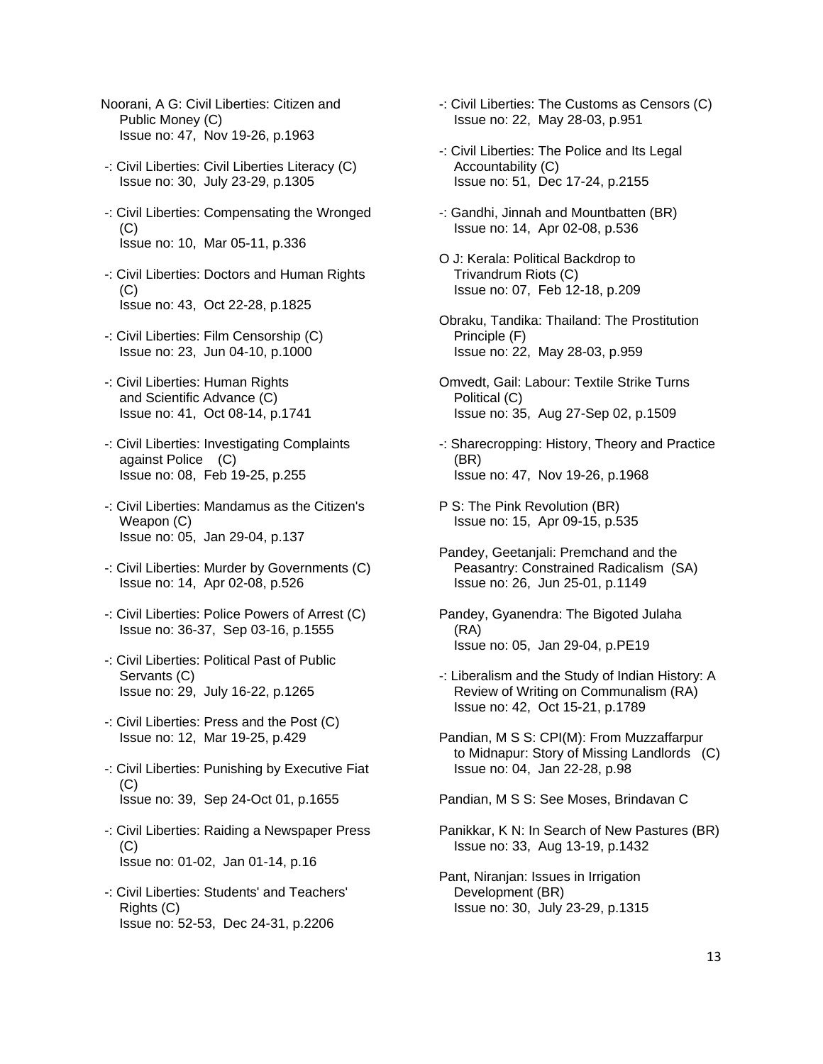Noorani, A G: Civil Liberties: Citizen and Public Money (C)
Issue no: 47, Nov 19-26, p.1963

-: Civil Liberties: Civil Liberties Literacy (C)
Issue no: 30, July 23-29, p.1305

-: Civil Liberties: Compensating the Wronged (C)
Issue no: 10, Mar 05-11, p.336

-: Civil Liberties: Doctors and Human Rights (C)
Issue no: 43, Oct 22-28, p.1825

-: Civil Liberties: Film Censorship (C)
Issue no: 23, Jun 04-10, p.1000

-: Civil Liberties: Human Rights and Scientific Advance (C)
Issue no: 41, Oct 08-14, p.1741

-: Civil Liberties: Investigating Complaints against Police (C)
Issue no: 08, Feb 19-25, p.255

-: Civil Liberties: Mandamus as the Citizen's Weapon (C)
Issue no: 05, Jan 29-04, p.137

-: Civil Liberties: Murder by Governments (C)
Issue no: 14, Apr 02-08, p.526

-: Civil Liberties: Police Powers of Arrest (C)
Issue no: 36-37, Sep 03-16, p.1555

-: Civil Liberties: Political Past of Public Servants (C)
Issue no: 29, July 16-22, p.1265

-: Civil Liberties: Press and the Post (C)
Issue no: 12, Mar 19-25, p.429

-: Civil Liberties: Punishing by Executive Fiat (C)
Issue no: 39, Sep 24-Oct 01, p.1655

-: Civil Liberties: Raiding a Newspaper Press (C)
Issue no: 01-02, Jan 01-14, p.16

-: Civil Liberties: Students' and Teachers' Rights (C)
Issue no: 52-53, Dec 24-31, p.2206

-: Civil Liberties: The Customs as Censors (C)
Issue no: 22, May 28-03, p.951

-: Civil Liberties: The Police and Its Legal Accountability (C)
Issue no: 51, Dec 17-24, p.2155

-: Gandhi, Jinnah and Mountbatten (BR)
Issue no: 14, Apr 02-08, p.536

O J: Kerala: Political Backdrop to Trivandrum Riots (C)
Issue no: 07, Feb 12-18, p.209

Obraku, Tandika: Thailand: The Prostitution Principle (F)
Issue no: 22, May 28-03, p.959

Omvedt, Gail: Labour: Textile Strike Turns Political (C)
Issue no: 35, Aug 27-Sep 02, p.1509

-: Sharecropping: History, Theory and Practice (BR)
Issue no: 47, Nov 19-26, p.1968

P S: The Pink Revolution (BR)
Issue no: 15, Apr 09-15, p.535

Pandey, Geetanjali: Premchand and the Peasantry: Constrained Radicalism (SA)
Issue no: 26, Jun 25-01, p.1149

Pandey, Gyanendra: The Bigoted Julaha (RA)
Issue no: 05, Jan 29-04, p.PE19

-: Liberalism and the Study of Indian History: A Review of Writing on Communalism (RA)
Issue no: 42, Oct 15-21, p.1789

Pandian, M S S: CPI(M): From Muzzaffarpur to Midnapur: Story of Missing Landlords (C)
Issue no: 04, Jan 22-28, p.98

Pandian, M S S: See Moses, Brindavan C

Panikkar, K N: In Search of New Pastures (BR)
Issue no: 33, Aug 13-19, p.1432

Pant, Niranjan: Issues in Irrigation Development (BR)
Issue no: 30, July 23-29, p.1315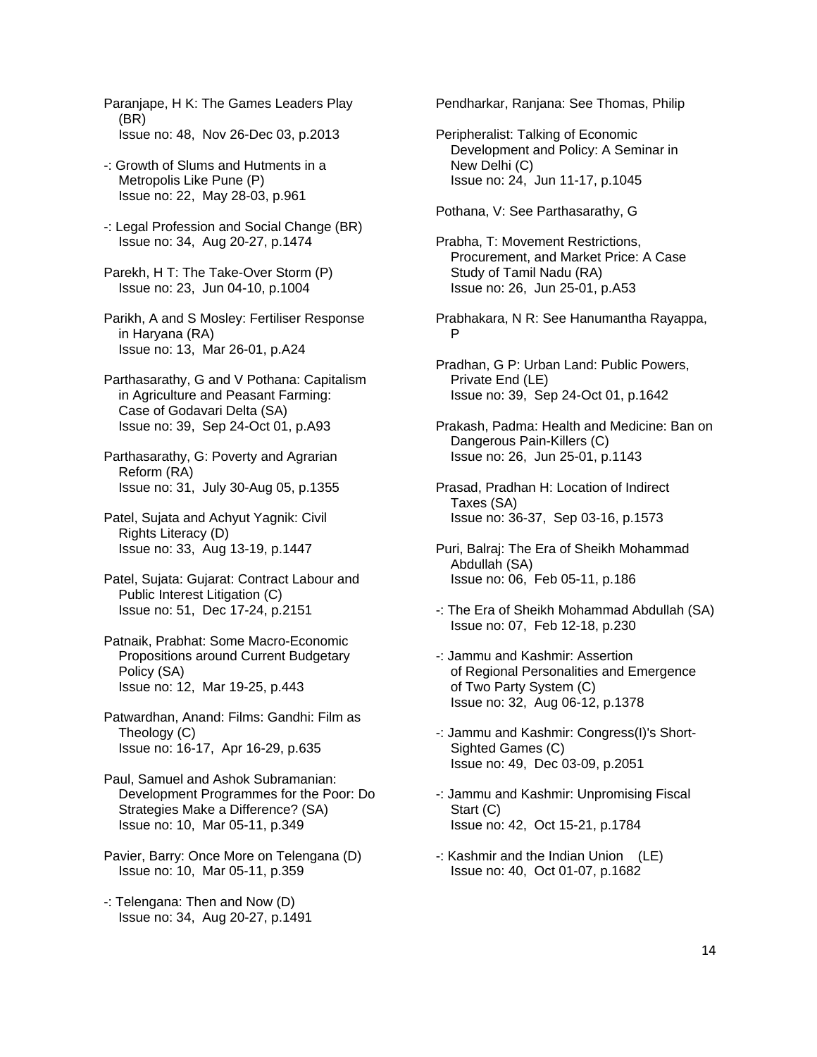Paranjape, H K: The Games Leaders Play (BR)
Issue no: 48, Nov 26-Dec 03, p.2013

-: Growth of Slums and Hutments in a Metropolis Like Pune (P)
Issue no: 22, May 28-03, p.961

-: Legal Profession and Social Change (BR)
Issue no: 34, Aug 20-27, p.1474

Parekh, H T: The Take-Over Storm (P)
Issue no: 23, Jun 04-10, p.1004

Parikh, A and S Mosley: Fertiliser Response in Haryana (RA)
Issue no: 13, Mar 26-01, p.A24

Parthasarathy, G and V Pothana: Capitalism in Agriculture and Peasant Farming: Case of Godavari Delta (SA)
Issue no: 39, Sep 24-Oct 01, p.A93

Parthasarathy, G: Poverty and Agrarian Reform (RA)
Issue no: 31, July 30-Aug 05, p.1355

Patel, Sujata and Achyut Yagnik: Civil Rights Literacy (D)
Issue no: 33, Aug 13-19, p.1447

Patel, Sujata: Gujarat: Contract Labour and Public Interest Litigation (C)
Issue no: 51, Dec 17-24, p.2151

Patnaik, Prabhat: Some Macro-Economic Propositions around Current Budgetary Policy (SA)
Issue no: 12, Mar 19-25, p.443

Patwardhan, Anand: Films: Gandhi: Film as Theology (C)
Issue no: 16-17, Apr 16-29, p.635

Paul, Samuel and Ashok Subramanian: Development Programmes for the Poor: Do Strategies Make a Difference? (SA)
Issue no: 10, Mar 05-11, p.349

Pavier, Barry: Once More on Telengana (D)
Issue no: 10, Mar 05-11, p.359

-: Telengana: Then and Now (D)
Issue no: 34, Aug 20-27, p.1491

Pendharkar, Ranjana: See Thomas, Philip

Peripheralist: Talking of Economic Development and Policy: A Seminar in New Delhi (C)
Issue no: 24, Jun 11-17, p.1045

Pothana, V: See Parthasarathy, G

Prabha, T: Movement Restrictions, Procurement, and Market Price: A Case Study of Tamil Nadu (RA)
Issue no: 26, Jun 25-01, p.A53

Prabhakara, N R: See Hanumantha Rayappa, P

Pradhan, G P: Urban Land: Public Powers, Private End (LE)
Issue no: 39, Sep 24-Oct 01, p.1642

Prakash, Padma: Health and Medicine: Ban on Dangerous Pain-Killers (C)
Issue no: 26, Jun 25-01, p.1143

Prasad, Pradhan H: Location of Indirect Taxes (SA)
Issue no: 36-37, Sep 03-16, p.1573

Puri, Balraj: The Era of Sheikh Mohammad Abdullah (SA)
Issue no: 06, Feb 05-11, p.186

-: The Era of Sheikh Mohammad Abdullah (SA)
Issue no: 07, Feb 12-18, p.230

-: Jammu and Kashmir: Assertion of Regional Personalities and Emergence of Two Party System (C)
Issue no: 32, Aug 06-12, p.1378

-: Jammu and Kashmir: Congress(I)'s Short-Sighted Games (C)
Issue no: 49, Dec 03-09, p.2051

-: Jammu and Kashmir: Unpromising Fiscal Start (C)
Issue no: 42, Oct 15-21, p.1784

-: Kashmir and the Indian Union (LE)
Issue no: 40, Oct 01-07, p.1682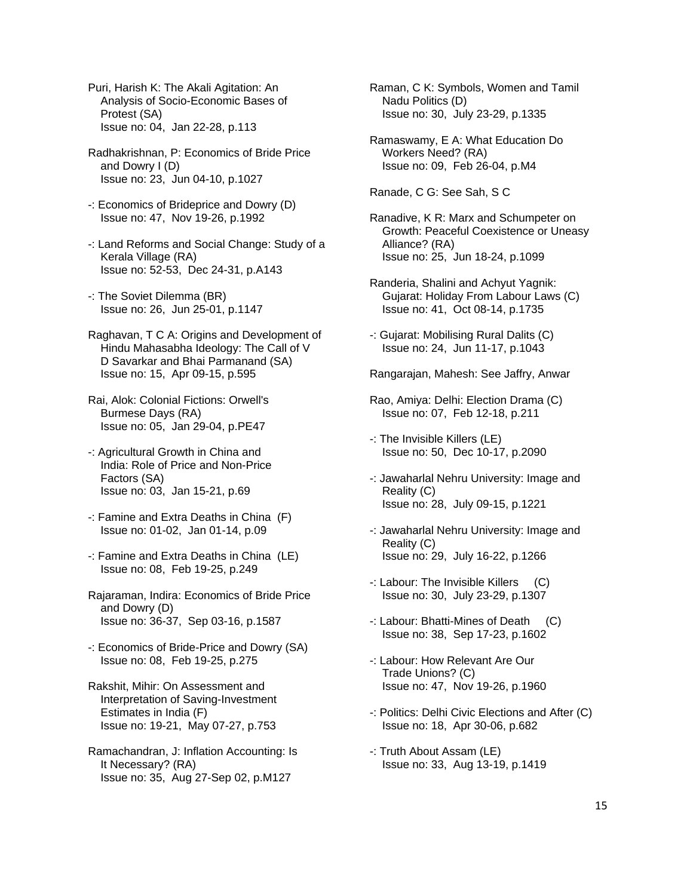Puri, Harish K: The Akali Agitation: An Analysis of Socio-Economic Bases of Protest (SA)
Issue no: 04, Jan 22-28, p.113

Radhakrishnan, P: Economics of Bride Price and Dowry I (D)
Issue no: 23, Jun 04-10, p.1027

-: Economics of Brideprice and Dowry (D)
Issue no: 47, Nov 19-26, p.1992

-: Land Reforms and Social Change: Study of a Kerala Village (RA)
Issue no: 52-53, Dec 24-31, p.A143

-: The Soviet Dilemma (BR)
Issue no: 26, Jun 25-01, p.1147

Raghavan, T C A: Origins and Development of Hindu Mahasabha Ideology: The Call of V D Savarkar and Bhai Parmanand (SA)
Issue no: 15, Apr 09-15, p.595

Rai, Alok: Colonial Fictions: Orwell's Burmese Days (RA)
Issue no: 05, Jan 29-04, p.PE47

-: Agricultural Growth in China and India: Role of Price and Non-Price Factors (SA)
Issue no: 03, Jan 15-21, p.69

-: Famine and Extra Deaths in China (F)
Issue no: 01-02, Jan 01-14, p.09

-: Famine and Extra Deaths in China (LE)
Issue no: 08, Feb 19-25, p.249

Rajaraman, Indira: Economics of Bride Price and Dowry (D)
Issue no: 36-37, Sep 03-16, p.1587

-: Economics of Bride-Price and Dowry (SA)
Issue no: 08, Feb 19-25, p.275

Rakshit, Mihir: On Assessment and Interpretation of Saving-Investment Estimates in India (F)
Issue no: 19-21, May 07-27, p.753

Ramachandran, J: Inflation Accounting: Is It Necessary? (RA)
Issue no: 35, Aug 27-Sep 02, p.M127

Raman, C K: Symbols, Women and Tamil Nadu Politics (D)
Issue no: 30, July 23-29, p.1335

Ramaswamy, E A: What Education Do Workers Need? (RA)
Issue no: 09, Feb 26-04, p.M4

Ranade, C G: See Sah, S C

Ranadive, K R: Marx and Schumpeter on Growth: Peaceful Coexistence or Uneasy Alliance? (RA)
Issue no: 25, Jun 18-24, p.1099

Randeria, Shalini and Achyut Yagnik: Gujarat: Holiday From Labour Laws (C)
Issue no: 41, Oct 08-14, p.1735

-: Gujarat: Mobilising Rural Dalits (C)
Issue no: 24, Jun 11-17, p.1043

Rangarajan, Mahesh: See Jaffry, Anwar

Rao, Amiya: Delhi: Election Drama (C)
Issue no: 07, Feb 12-18, p.211

-: The Invisible Killers (LE)
Issue no: 50, Dec 10-17, p.2090

-: Jawaharlal Nehru University: Image and Reality (C)
Issue no: 28, July 09-15, p.1221

-: Jawaharlal Nehru University: Image and Reality (C)
Issue no: 29, July 16-22, p.1266

-: Labour: The Invisible Killers (C)
Issue no: 30, July 23-29, p.1307

-: Labour: Bhatti-Mines of Death (C)
Issue no: 38, Sep 17-23, p.1602

-: Labour: How Relevant Are Our Trade Unions? (C)
Issue no: 47, Nov 19-26, p.1960

-: Politics: Delhi Civic Elections and After (C)
Issue no: 18, Apr 30-06, p.682

-: Truth About Assam (LE)
Issue no: 33, Aug 13-19, p.1419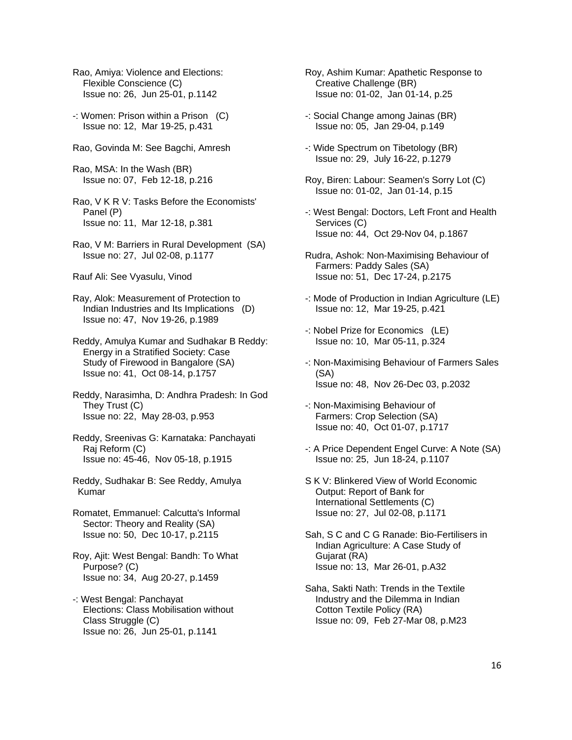Rao, Amiya: Violence and Elections: Flexible Conscience (C)
Issue no: 26, Jun 25-01, p.1142

-: Women: Prison within a Prison (C)
Issue no: 12, Mar 19-25, p.431

Rao, Govinda M: See Bagchi, Amresh

Rao, MSA: In the Wash (BR)
Issue no: 07, Feb 12-18, p.216

Rao, V K R V: Tasks Before the Economists' Panel (P)
Issue no: 11, Mar 12-18, p.381

Rao, V M: Barriers in Rural Development (SA)
Issue no: 27, Jul 02-08, p.1177

Rauf Ali: See Vyasulu, Vinod

Ray, Alok: Measurement of Protection to Indian Industries and Its Implications (D)
Issue no: 47, Nov 19-26, p.1989

Reddy, Amulya Kumar and Sudhakar B Reddy: Energy in a Stratified Society: Case Study of Firewood in Bangalore (SA)
Issue no: 41, Oct 08-14, p.1757

Reddy, Narasimha, D: Andhra Pradesh: In God They Trust (C)
Issue no: 22, May 28-03, p.953

Reddy, Sreenivas G: Karnataka: Panchayati Raj Reform (C)
Issue no: 45-46, Nov 05-18, p.1915

Reddy, Sudhakar B: See Reddy, Amulya Kumar

Romatet, Emmanuel: Calcutta's Informal Sector: Theory and Reality (SA)
Issue no: 50, Dec 10-17, p.2115

Roy, Ajit: West Bengal: Bandh: To What Purpose? (C)
Issue no: 34, Aug 20-27, p.1459

-: West Bengal: Panchayat Elections: Class Mobilisation without Class Struggle (C)
Issue no: 26, Jun 25-01, p.1141

Roy, Ashim Kumar: Apathetic Response to Creative Challenge (BR)
Issue no: 01-02, Jan 01-14, p.25

-: Social Change among Jainas (BR)
Issue no: 05, Jan 29-04, p.149

-: Wide Spectrum on Tibetology (BR)
Issue no: 29, July 16-22, p.1279

Roy, Biren: Labour: Seamen's Sorry Lot (C)
Issue no: 01-02, Jan 01-14, p.15

-: West Bengal: Doctors, Left Front and Health Services (C)
Issue no: 44, Oct 29-Nov 04, p.1867

Rudra, Ashok: Non-Maximising Behaviour of Farmers: Paddy Sales (SA)
Issue no: 51, Dec 17-24, p.2175

-: Mode of Production in Indian Agriculture (LE)
Issue no: 12, Mar 19-25, p.421

-: Nobel Prize for Economics (LE)
Issue no: 10, Mar 05-11, p.324

-: Non-Maximising Behaviour of Farmers Sales (SA)
Issue no: 48, Nov 26-Dec 03, p.2032

-: Non-Maximising Behaviour of Farmers: Crop Selection (SA)
Issue no: 40, Oct 01-07, p.1717

-: A Price Dependent Engel Curve: A Note (SA)
Issue no: 25, Jun 18-24, p.1107

S K V: Blinkered View of World Economic Output: Report of Bank for International Settlements (C)
Issue no: 27, Jul 02-08, p.1171

Sah, S C and C G Ranade: Bio-Fertilisers in Indian Agriculture: A Case Study of Gujarat (RA)
Issue no: 13, Mar 26-01, p.A32

Saha, Sakti Nath: Trends in the Textile Industry and the Dilemma in Indian Cotton Textile Policy (RA)
Issue no: 09, Feb 27-Mar 08, p.M23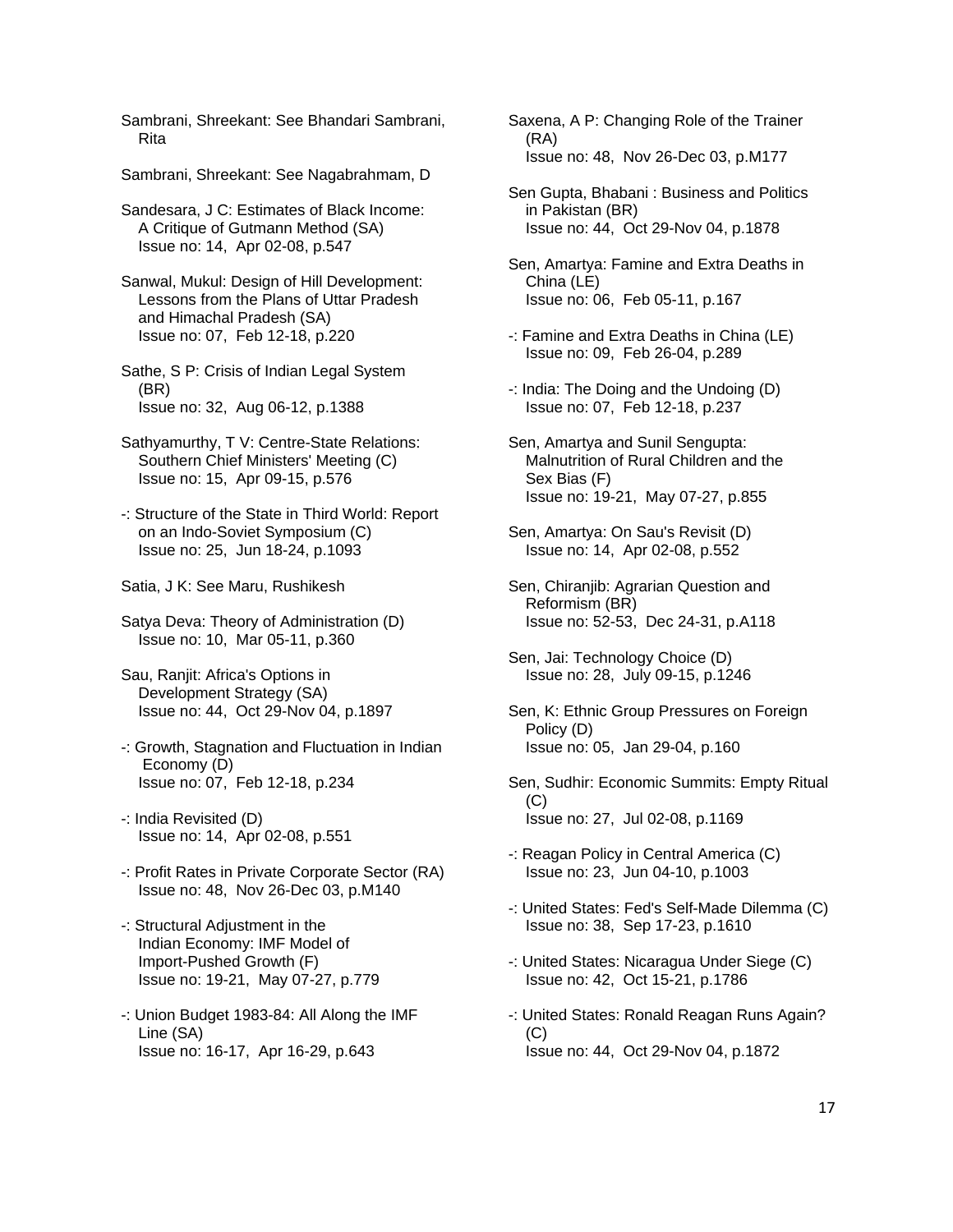Sambrani, Shreekant: See Bhandari Sambrani, Rita

Sambrani, Shreekant: See Nagabrahmam, D

Sandesara, J C: Estimates of Black Income: A Critique of Gutmann Method (SA)
Issue no: 14, Apr 02-08, p.547

Sanwal, Mukul: Design of Hill Development: Lessons from the Plans of Uttar Pradesh and Himachal Pradesh (SA)
Issue no: 07, Feb 12-18, p.220

Sathe, S P: Crisis of Indian Legal System (BR)
Issue no: 32, Aug 06-12, p.1388

Sathyamurthy, T V: Centre-State Relations: Southern Chief Ministers' Meeting (C)
Issue no: 15, Apr 09-15, p.576

-: Structure of the State in Third World: Report on an Indo-Soviet Symposium (C)
Issue no: 25, Jun 18-24, p.1093

Satia, J K: See Maru, Rushikesh

Satya Deva: Theory of Administration (D)
Issue no: 10, Mar 05-11, p.360

Sau, Ranjit: Africa's Options in Development Strategy (SA)
Issue no: 44, Oct 29-Nov 04, p.1897

-: Growth, Stagnation and Fluctuation in Indian Economy (D)
Issue no: 07, Feb 12-18, p.234

-: India Revisited (D)
Issue no: 14, Apr 02-08, p.551

-: Profit Rates in Private Corporate Sector (RA)
Issue no: 48, Nov 26-Dec 03, p.M140

-: Structural Adjustment in the Indian Economy: IMF Model of Import-Pushed Growth (F)
Issue no: 19-21, May 07-27, p.779

-: Union Budget 1983-84: All Along the IMF Line (SA)
Issue no: 16-17, Apr 16-29, p.643

Saxena, A P: Changing Role of the Trainer (RA)
Issue no: 48, Nov 26-Dec 03, p.M177

Sen Gupta, Bhabani : Business and Politics in Pakistan (BR)
Issue no: 44, Oct 29-Nov 04, p.1878

Sen, Amartya: Famine and Extra Deaths in China (LE)
Issue no: 06, Feb 05-11, p.167

-: Famine and Extra Deaths in China (LE)
Issue no: 09, Feb 26-04, p.289

-: India: The Doing and the Undoing (D)
Issue no: 07, Feb 12-18, p.237

Sen, Amartya and Sunil Sengupta: Malnutrition of Rural Children and the Sex Bias (F)
Issue no: 19-21, May 07-27, p.855

Sen, Amartya: On Sau's Revisit (D)
Issue no: 14, Apr 02-08, p.552

Sen, Chiranjib: Agrarian Question and Reformism (BR)
Issue no: 52-53, Dec 24-31, p.A118

Sen, Jai: Technology Choice (D)
Issue no: 28, July 09-15, p.1246

Sen, K: Ethnic Group Pressures on Foreign Policy (D)
Issue no: 05, Jan 29-04, p.160

Sen, Sudhir: Economic Summits: Empty Ritual (C)
Issue no: 27, Jul 02-08, p.1169

-: Reagan Policy in Central America (C)
Issue no: 23, Jun 04-10, p.1003

-: United States: Fed's Self-Made Dilemma (C)
Issue no: 38, Sep 17-23, p.1610

-: United States: Nicaragua Under Siege (C)
Issue no: 42, Oct 15-21, p.1786

-: United States: Ronald Reagan Runs Again? (C)
Issue no: 44, Oct 29-Nov 04, p.1872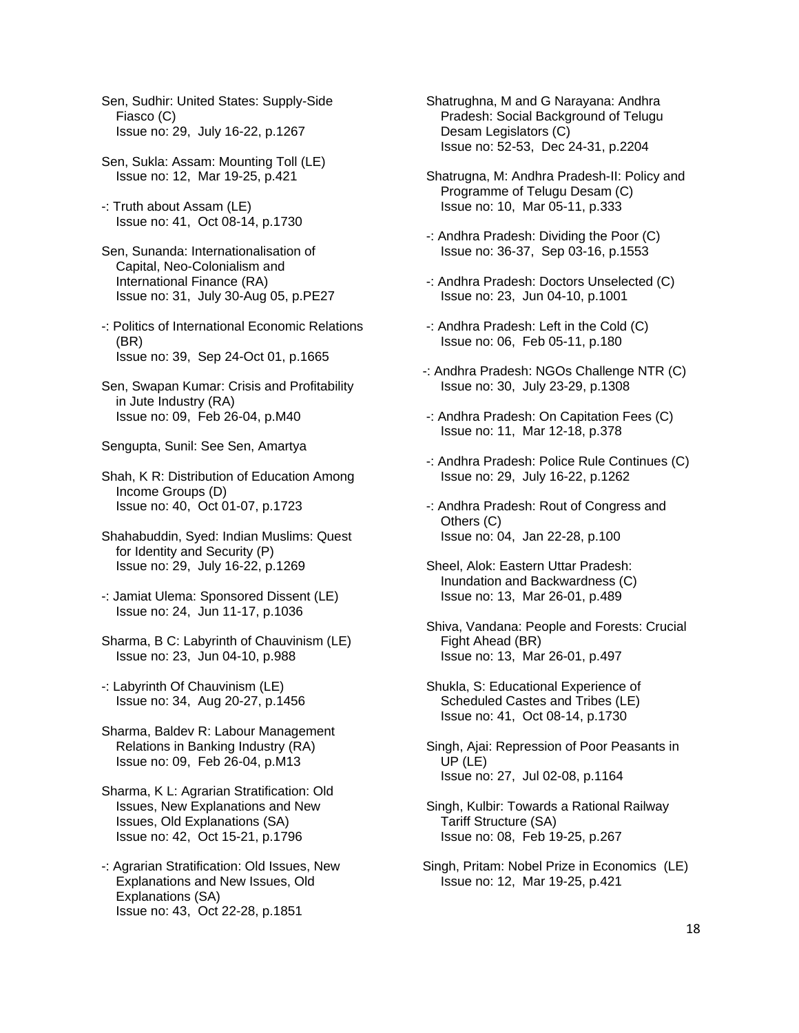Sen, Sudhir: United States: Supply-Side Fiasco (C)
Issue no: 29, July 16-22, p.1267

Sen, Sukla: Assam: Mounting Toll (LE)
Issue no: 12, Mar 19-25, p.421

-: Truth about Assam (LE)
Issue no: 41, Oct 08-14, p.1730

Sen, Sunanda: Internationalisation of Capital, Neo-Colonialism and International Finance (RA)
Issue no: 31, July 30-Aug 05, p.PE27

-: Politics of International Economic Relations (BR)
Issue no: 39, Sep 24-Oct 01, p.1665

Sen, Swapan Kumar: Crisis and Profitability in Jute Industry (RA)
Issue no: 09, Feb 26-04, p.M40

Sengupta, Sunil: See Sen, Amartya

Shah, K R: Distribution of Education Among Income Groups (D)
Issue no: 40, Oct 01-07, p.1723

Shahabuddin, Syed: Indian Muslims: Quest for Identity and Security (P)
Issue no: 29, July 16-22, p.1269

-: Jamiat Ulema: Sponsored Dissent (LE)
Issue no: 24, Jun 11-17, p.1036

Sharma, B C: Labyrinth of Chauvinism (LE)
Issue no: 23, Jun 04-10, p.988

-: Labyrinth Of Chauvinism (LE)
Issue no: 34, Aug 20-27, p.1456

Sharma, Baldev R: Labour Management Relations in Banking Industry (RA)
Issue no: 09, Feb 26-04, p.M13

Sharma, K L: Agrarian Stratification: Old Issues, New Explanations and New Issues, Old Explanations (SA)
Issue no: 42, Oct 15-21, p.1796

-: Agrarian Stratification: Old Issues, New Explanations and New Issues, Old Explanations (SA)
Issue no: 43, Oct 22-28, p.1851

Shatrughna, M and G Narayana: Andhra Pradesh: Social Background of Telugu Desam Legislators (C)
Issue no: 52-53, Dec 24-31, p.2204

Shatrugna, M: Andhra Pradesh-II: Policy and Programme of Telugu Desam (C)
Issue no: 10, Mar 05-11, p.333

-: Andhra Pradesh: Dividing the Poor (C)
Issue no: 36-37, Sep 03-16, p.1553

-: Andhra Pradesh: Doctors Unselected (C)
Issue no: 23, Jun 04-10, p.1001

-: Andhra Pradesh: Left in the Cold (C)
Issue no: 06, Feb 05-11, p.180

-: Andhra Pradesh: NGOs Challenge NTR (C)
Issue no: 30, July 23-29, p.1308

-: Andhra Pradesh: On Capitation Fees (C)
Issue no: 11, Mar 12-18, p.378

-: Andhra Pradesh: Police Rule Continues (C)
Issue no: 29, July 16-22, p.1262

-: Andhra Pradesh: Rout of Congress and Others (C)
Issue no: 04, Jan 22-28, p.100

Sheel, Alok: Eastern Uttar Pradesh: Inundation and Backwardness (C)
Issue no: 13, Mar 26-01, p.489

Shiva, Vandana: People and Forests: Crucial Fight Ahead (BR)
Issue no: 13, Mar 26-01, p.497

Shukla, S: Educational Experience of Scheduled Castes and Tribes (LE)
Issue no: 41, Oct 08-14, p.1730

Singh, Ajai: Repression of Poor Peasants in UP (LE)
Issue no: 27, Jul 02-08, p.1164

Singh, Kulbir: Towards a Rational Railway Tariff Structure (SA)
Issue no: 08, Feb 19-25, p.267

Singh, Pritam: Nobel Prize in Economics (LE)
Issue no: 12, Mar 19-25, p.421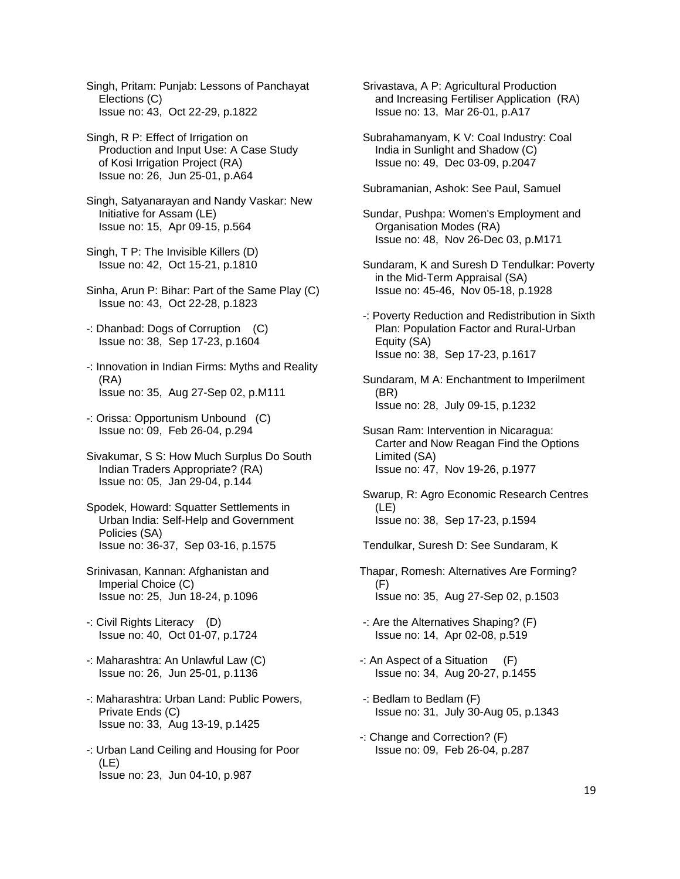Singh, Pritam: Punjab: Lessons of Panchayat Elections (C)
Issue no: 43, Oct 22-29, p.1822

Singh, R P: Effect of Irrigation on Production and Input Use: A Case Study of Kosi Irrigation Project (RA)
Issue no: 26, Jun 25-01, p.A64

Singh, Satyanarayan and Nandy Vaskar: New Initiative for Assam (LE)
Issue no: 15, Apr 09-15, p.564

Singh, T P: The Invisible Killers (D)
Issue no: 42, Oct 15-21, p.1810

Sinha, Arun P: Bihar: Part of the Same Play (C)
Issue no: 43, Oct 22-28, p.1823

-: Dhanbad: Dogs of Corruption (C)
Issue no: 38, Sep 17-23, p.1604

-: Innovation in Indian Firms: Myths and Reality (RA)
Issue no: 35, Aug 27-Sep 02, p.M111

-: Orissa: Opportunism Unbound (C)
Issue no: 09, Feb 26-04, p.294

Sivakumar, S S: How Much Surplus Do South Indian Traders Appropriate? (RA)
Issue no: 05, Jan 29-04, p.144

Spodek, Howard: Squatter Settlements in Urban India: Self-Help and Government Policies (SA)
Issue no: 36-37, Sep 03-16, p.1575

Srinivasan, Kannan: Afghanistan and Imperial Choice (C)
Issue no: 25, Jun 18-24, p.1096

-: Civil Rights Literacy (D)
Issue no: 40, Oct 01-07, p.1724

-: Maharashtra: An Unlawful Law (C)
Issue no: 26, Jun 25-01, p.1136

-: Maharashtra: Urban Land: Public Powers, Private Ends (C)
Issue no: 33, Aug 13-19, p.1425

-: Urban Land Ceiling and Housing for Poor (LE)
Issue no: 23, Jun 04-10, p.987

Srivastava, A P: Agricultural Production and Increasing Fertiliser Application (RA)
Issue no: 13, Mar 26-01, p.A17

Subrahamanyam, K V: Coal Industry: Coal India in Sunlight and Shadow (C)
Issue no: 49, Dec 03-09, p.2047

Subramanian, Ashok: See Paul, Samuel

Sundar, Pushpa: Women's Employment and Organisation Modes (RA)
Issue no: 48, Nov 26-Dec 03, p.M171

Sundaram, K and Suresh D Tendulkar: Poverty in the Mid-Term Appraisal (SA)
Issue no: 45-46, Nov 05-18, p.1928

-: Poverty Reduction and Redistribution in Sixth Plan: Population Factor and Rural-Urban Equity (SA)
Issue no: 38, Sep 17-23, p.1617

Sundaram, M A: Enchantment to Imperilment (BR)
Issue no: 28, July 09-15, p.1232

Susan Ram: Intervention in Nicaragua: Carter and Now Reagan Find the Options Limited (SA)
Issue no: 47, Nov 19-26, p.1977

Swarup, R: Agro Economic Research Centres (LE)
Issue no: 38, Sep 17-23, p.1594

Tendulkar, Suresh D: See Sundaram, K

Thapar, Romesh: Alternatives Are Forming? (F)
Issue no: 35, Aug 27-Sep 02, p.1503

-: Are the Alternatives Shaping? (F)
Issue no: 14, Apr 02-08, p.519

-: An Aspect of a Situation (F)
Issue no: 34, Aug 20-27, p.1455

-: Bedlam to Bedlam (F)
Issue no: 31, July 30-Aug 05, p.1343

-: Change and Correction? (F)
Issue no: 09, Feb 26-04, p.287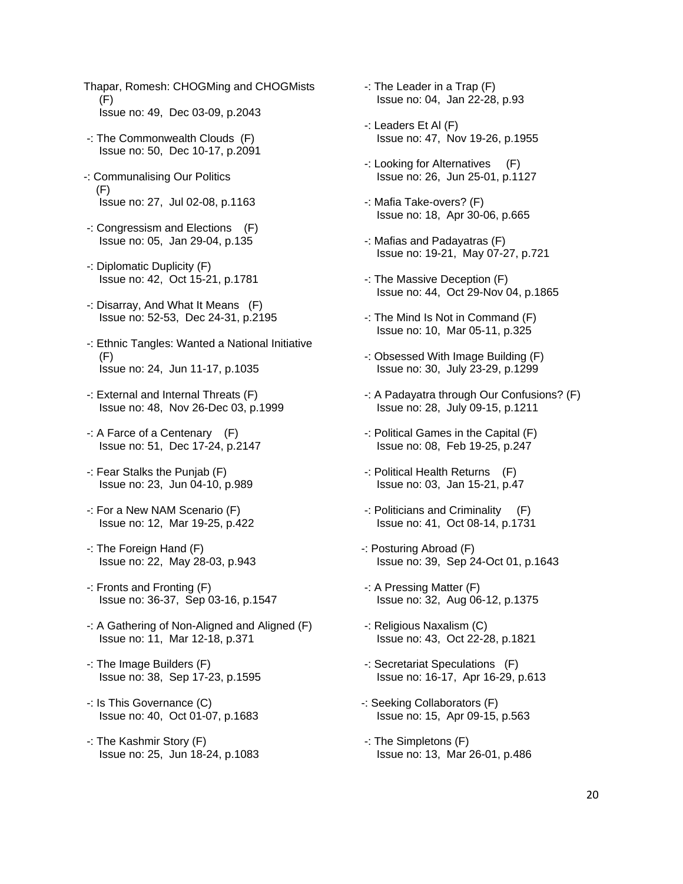Thapar, Romesh: CHOGMing and CHOGMists (F)
Issue no: 49, Dec 03-09, p.2043

-: The Commonwealth Clouds (F)
Issue no: 50, Dec 10-17, p.2091

-: Communalising Our Politics (F)
Issue no: 27, Jul 02-08, p.1163

-: Congressism and Elections (F)
Issue no: 05, Jan 29-04, p.135

-: Diplomatic Duplicity (F)
Issue no: 42, Oct 15-21, p.1781

-: Disarray, And What It Means (F)
Issue no: 52-53, Dec 24-31, p.2195

-: Ethnic Tangles: Wanted a National Initiative (F)
Issue no: 24, Jun 11-17, p.1035

-: External and Internal Threats (F)
Issue no: 48, Nov 26-Dec 03, p.1999

-: A Farce of a Centenary (F)
Issue no: 51, Dec 17-24, p.2147

-: Fear Stalks the Punjab (F)
Issue no: 23, Jun 04-10, p.989

-: For a New NAM Scenario (F)
Issue no: 12, Mar 19-25, p.422

-: The Foreign Hand (F)
Issue no: 22, May 28-03, p.943

-: Fronts and Fronting (F)
Issue no: 36-37, Sep 03-16, p.1547

-: A Gathering of Non-Aligned and Aligned (F)
Issue no: 11, Mar 12-18, p.371

-: The Image Builders (F)
Issue no: 38, Sep 17-23, p.1595

-: Is This Governance (C)
Issue no: 40, Oct 01-07, p.1683

-: The Kashmir Story (F)
Issue no: 25, Jun 18-24, p.1083

-: The Leader in a Trap (F)
Issue no: 04, Jan 22-28, p.93

-: Leaders Et Al (F)
Issue no: 47, Nov 19-26, p.1955

-: Looking for Alternatives (F)
Issue no: 26, Jun 25-01, p.1127

-: Mafia Take-overs? (F)
Issue no: 18, Apr 30-06, p.665

-: Mafias and Padayatras (F)
Issue no: 19-21, May 07-27, p.721

-: The Massive Deception (F)
Issue no: 44, Oct 29-Nov 04, p.1865

-: The Mind Is Not in Command (F)
Issue no: 10, Mar 05-11, p.325

-: Obsessed With Image Building (F)
Issue no: 30, July 23-29, p.1299

-: A Padayatra through Our Confusions? (F)
Issue no: 28, July 09-15, p.1211

-: Political Games in the Capital (F)
Issue no: 08, Feb 19-25, p.247

-: Political Health Returns (F)
Issue no: 03, Jan 15-21, p.47

-: Politicians and Criminality (F)
Issue no: 41, Oct 08-14, p.1731

-: Posturing Abroad (F)
Issue no: 39, Sep 24-Oct 01, p.1643

-: A Pressing Matter (F)
Issue no: 32, Aug 06-12, p.1375

-: Religious Naxalism (C)
Issue no: 43, Oct 22-28, p.1821

-: Secretariat Speculations (F)
Issue no: 16-17, Apr 16-29, p.613

-: Seeking Collaborators (F)
Issue no: 15, Apr 09-15, p.563

-: The Simpletons (F)
Issue no: 13, Mar 26-01, p.486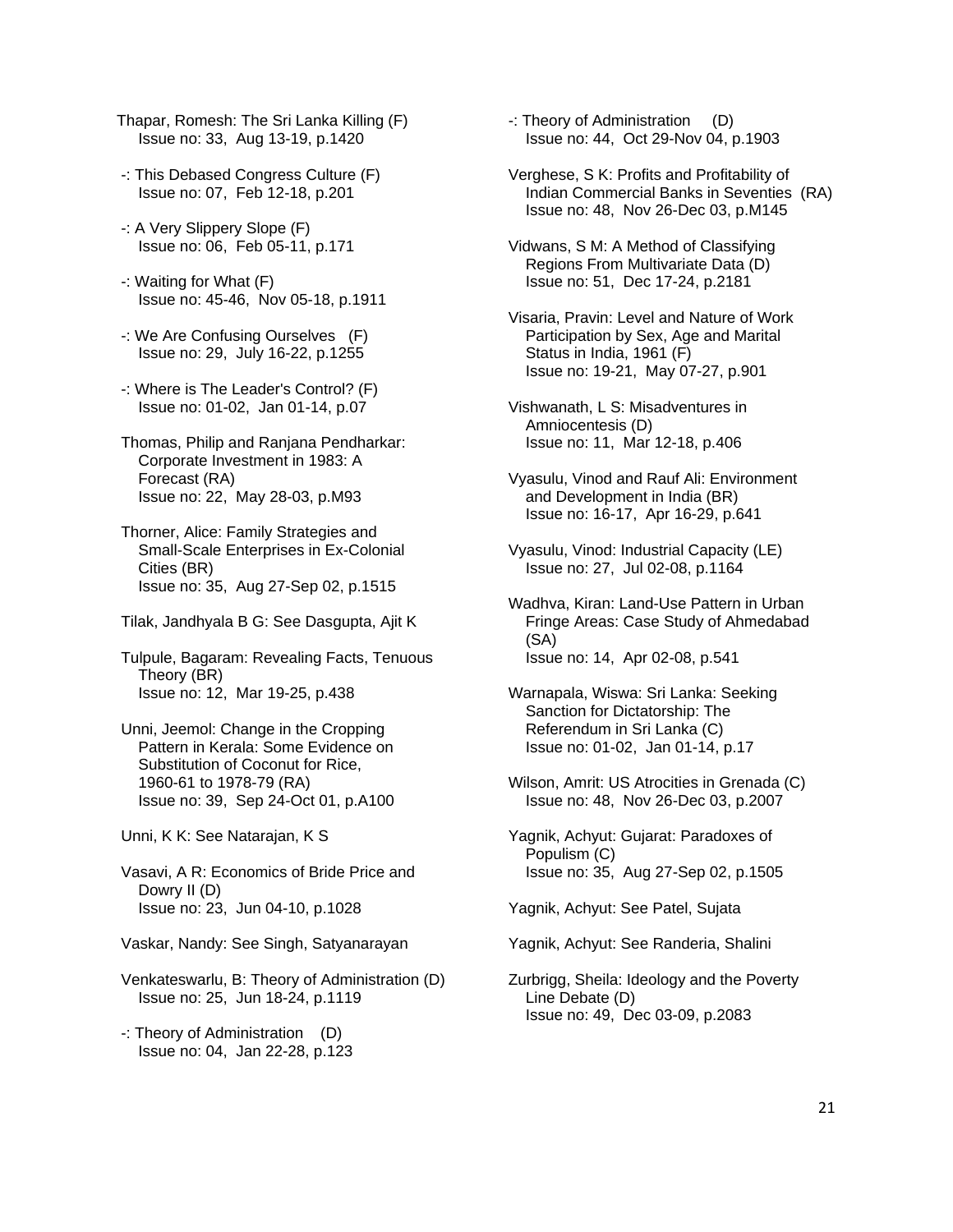Thapar, Romesh: The Sri Lanka Killing (F)
Issue no: 33, Aug 13-19, p.1420

-: This Debased Congress Culture (F)
Issue no: 07, Feb 12-18, p.201

-: A Very Slippery Slope (F)
Issue no: 06, Feb 05-11, p.171

-: Waiting for What (F)
Issue no: 45-46, Nov 05-18, p.1911

-: We Are Confusing Ourselves (F)
Issue no: 29, July 16-22, p.1255

-: Where is The Leader's Control? (F)
Issue no: 01-02, Jan 01-14, p.07

Thomas, Philip and Ranjana Pendharkar: Corporate Investment in 1983: A Forecast (RA)
Issue no: 22, May 28-03, p.M93

Thorner, Alice: Family Strategies and Small-Scale Enterprises in Ex-Colonial Cities (BR)
Issue no: 35, Aug 27-Sep 02, p.1515

Tilak, Jandhyala B G: See Dasgupta, Ajit K

Tulpule, Bagaram: Revealing Facts, Tenuous Theory (BR)
Issue no: 12, Mar 19-25, p.438

Unni, Jeemol: Change in the Cropping Pattern in Kerala: Some Evidence on Substitution of Coconut for Rice, 1960-61 to 1978-79 (RA)
Issue no: 39, Sep 24-Oct 01, p.A100

Unni, K K: See Natarajan, K S

Vasavi, A R: Economics of Bride Price and Dowry II (D)
Issue no: 23, Jun 04-10, p.1028

Vaskar, Nandy: See Singh, Satyanarayan

Venkateswarlu, B: Theory of Administration (D)
Issue no: 25, Jun 18-24, p.1119

-: Theory of Administration (D)
Issue no: 04, Jan 22-28, p.123

-: Theory of Administration (D)
Issue no: 44, Oct 29-Nov 04, p.1903

Verghese, S K: Profits and Profitability of Indian Commercial Banks in Seventies (RA)
Issue no: 48, Nov 26-Dec 03, p.M145

Vidwans, S M: A Method of Classifying Regions From Multivariate Data (D)
Issue no: 51, Dec 17-24, p.2181

Visaria, Pravin: Level and Nature of Work Participation by Sex, Age and Marital Status in India, 1961 (F)
Issue no: 19-21, May 07-27, p.901

Vishwanath, L S: Misadventures in Amniocentesis (D)
Issue no: 11, Mar 12-18, p.406

Vyasulu, Vinod and Rauf Ali: Environment and Development in India (BR)
Issue no: 16-17, Apr 16-29, p.641

Vyasulu, Vinod: Industrial Capacity (LE)
Issue no: 27, Jul 02-08, p.1164

Wadhva, Kiran: Land-Use Pattern in Urban Fringe Areas: Case Study of Ahmedabad (SA)
Issue no: 14, Apr 02-08, p.541

Warnapala, Wiswa: Sri Lanka: Seeking Sanction for Dictatorship: The Referendum in Sri Lanka (C)
Issue no: 01-02, Jan 01-14, p.17

Wilson, Amrit: US Atrocities in Grenada (C)
Issue no: 48, Nov 26-Dec 03, p.2007

Yagnik, Achyut: Gujarat: Paradoxes of Populism (C)
Issue no: 35, Aug 27-Sep 02, p.1505

Yagnik, Achyut: See Patel, Sujata

Yagnik, Achyut: See Randeria, Shalini

Zurbrigg, Sheila: Ideology and the Poverty Line Debate (D)
Issue no: 49, Dec 03-09, p.2083